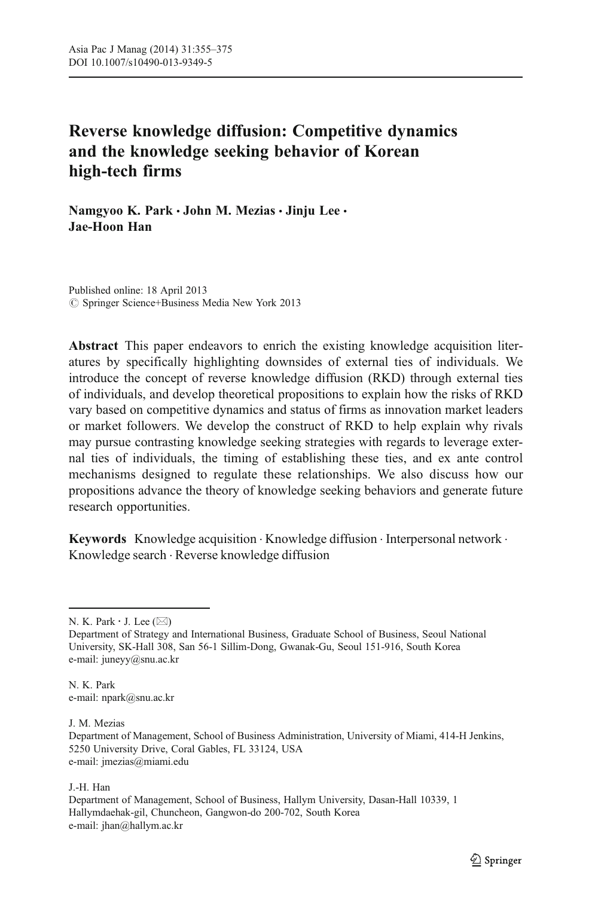# Reverse knowledge diffusion: Competitive dynamics and the knowledge seeking behavior of Korean high-tech firms

**Namgyoo K. Park · John M. Mezias · Jinju Lee · Jae-Hoon Han**

Published online: 18 April 2013
© Springer Science+Business Media New York 2013

**Abstract** This paper endeavors to enrich the existing knowledge acquisition literatures by specifically highlighting downsides of external ties of individuals. We introduce the concept of reverse knowledge diffusion (RKD) through external ties of individuals, and develop theoretical propositions to explain how the risks of RKD vary based on competitive dynamics and status of firms as innovation market leaders or market followers. We develop the construct of RKD to help explain why rivals may pursue contrasting knowledge seeking strategies with regards to leverage external ties of individuals, the timing of establishing these ties, and ex ante control mechanisms designed to regulate these relationships. We also discuss how our propositions advance the theory of knowledge seeking behaviors and generate future research opportunities.

**Keywords** Knowledge acquisition · Knowledge diffusion · Interpersonal network · Knowledge search · Reverse knowledge diffusion

---

N. K. Park · J. Lee (✉)
Department of Strategy and International Business, Graduate School of Business, Seoul National University, SK-Hall 308, San 56-1 Sillim-Dong, Gwanak-Gu, Seoul 151-916, South Korea
e-mail: juneyy@snu.ac.kr

N. K. Park
e-mail: npark@snu.ac.kr

J. M. Mezias
Department of Management, School of Business Administration, University of Miami, 414-H Jenkins, 5250 University Drive, Coral Gables, FL 33124, USA
e-mail: jmezias@miami.edu

J.-H. Han
Department of Management, School of Business, Hallym University, Dasan-Hall 10339, 1 Hallymdaehak-gil, Chuncheon, Gangwon-do 200-702, South Korea
e-mail: jhan@hallym.ac.kr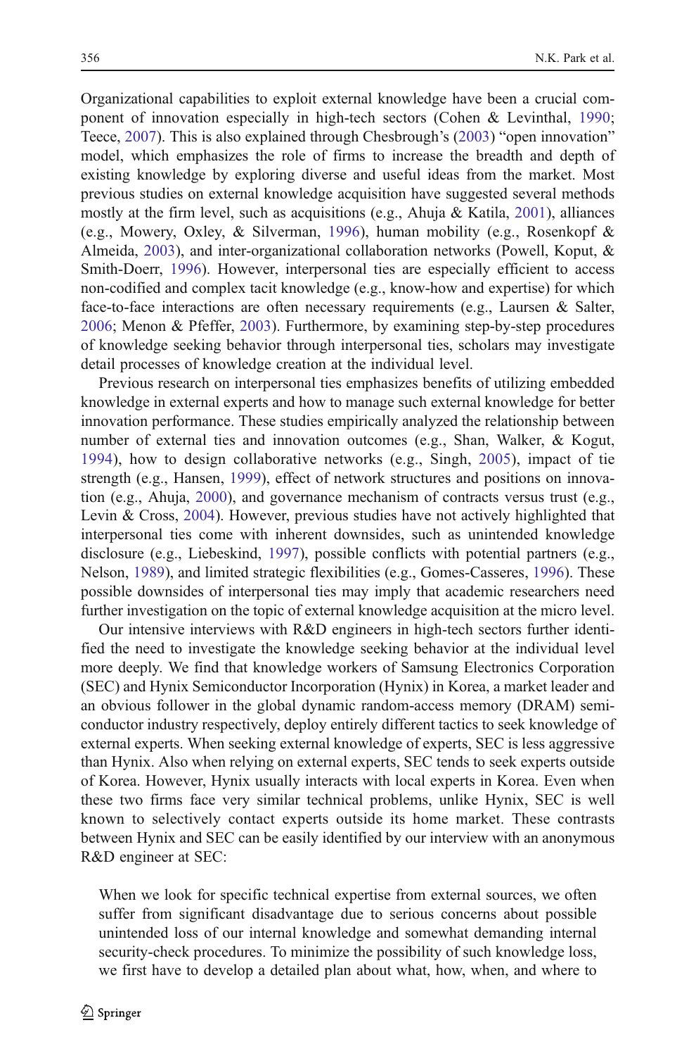Organizational capabilities to exploit external knowledge have been a crucial component of innovation especially in high-tech sectors (Cohen & Levinthal, 1990; Teece, 2007). This is also explained through Chesbrough's (2003) "open innovation" model, which emphasizes the role of firms to increase the breadth and depth of existing knowledge by exploring diverse and useful ideas from the market. Most previous studies on external knowledge acquisition have suggested several methods mostly at the firm level, such as acquisitions (e.g., Ahuja & Katila, 2001), alliances (e.g., Mowery, Oxley, & Silverman, 1996), human mobility (e.g., Rosenkopf & Almeida, 2003), and inter-organizational collaboration networks (Powell, Koput, & Smith-Doerr, 1996). However, interpersonal ties are especially efficient to access non-codified and complex tacit knowledge (e.g., know-how and expertise) for which face-to-face interactions are often necessary requirements (e.g., Laursen & Salter, 2006; Menon & Pfeffer, 2003). Furthermore, by examining step-by-step procedures of knowledge seeking behavior through interpersonal ties, scholars may investigate detail processes of knowledge creation at the individual level.

Previous research on interpersonal ties emphasizes benefits of utilizing embedded knowledge in external experts and how to manage such external knowledge for better innovation performance. These studies empirically analyzed the relationship between number of external ties and innovation outcomes (e.g., Shan, Walker, & Kogut, 1994), how to design collaborative networks (e.g., Singh, 2005), impact of tie strength (e.g., Hansen, 1999), effect of network structures and positions on innovation (e.g., Ahuja, 2000), and governance mechanism of contracts versus trust (e.g., Levin & Cross, 2004). However, previous studies have not actively highlighted that interpersonal ties come with inherent downsides, such as unintended knowledge disclosure (e.g., Liebeskind, 1997), possible conflicts with potential partners (e.g., Nelson, 1989), and limited strategic flexibilities (e.g., Gomes-Casseres, 1996). These possible downsides of interpersonal ties may imply that academic researchers need further investigation on the topic of external knowledge acquisition at the micro level.

Our intensive interviews with R&D engineers in high-tech sectors further identified the need to investigate the knowledge seeking behavior at the individual level more deeply. We find that knowledge workers of Samsung Electronics Corporation (SEC) and Hynix Semiconductor Incorporation (Hynix) in Korea, a market leader and an obvious follower in the global dynamic random-access memory (DRAM) semiconductor industry respectively, deploy entirely different tactics to seek knowledge of external experts. When seeking external knowledge of experts, SEC is less aggressive than Hynix. Also when relying on external experts, SEC tends to seek experts outside of Korea. However, Hynix usually interacts with local experts in Korea. Even when these two firms face very similar technical problems, unlike Hynix, SEC is well known to selectively contact experts outside its home market. These contrasts between Hynix and SEC can be easily identified by our interview with an anonymous R&D engineer at SEC:

> When we look for specific technical expertise from external sources, we often suffer from significant disadvantage due to serious concerns about possible unintended loss of our internal knowledge and somewhat demanding internal security-check procedures. To minimize the possibility of such knowledge loss, we first have to develop a detailed plan about what, how, when, and where to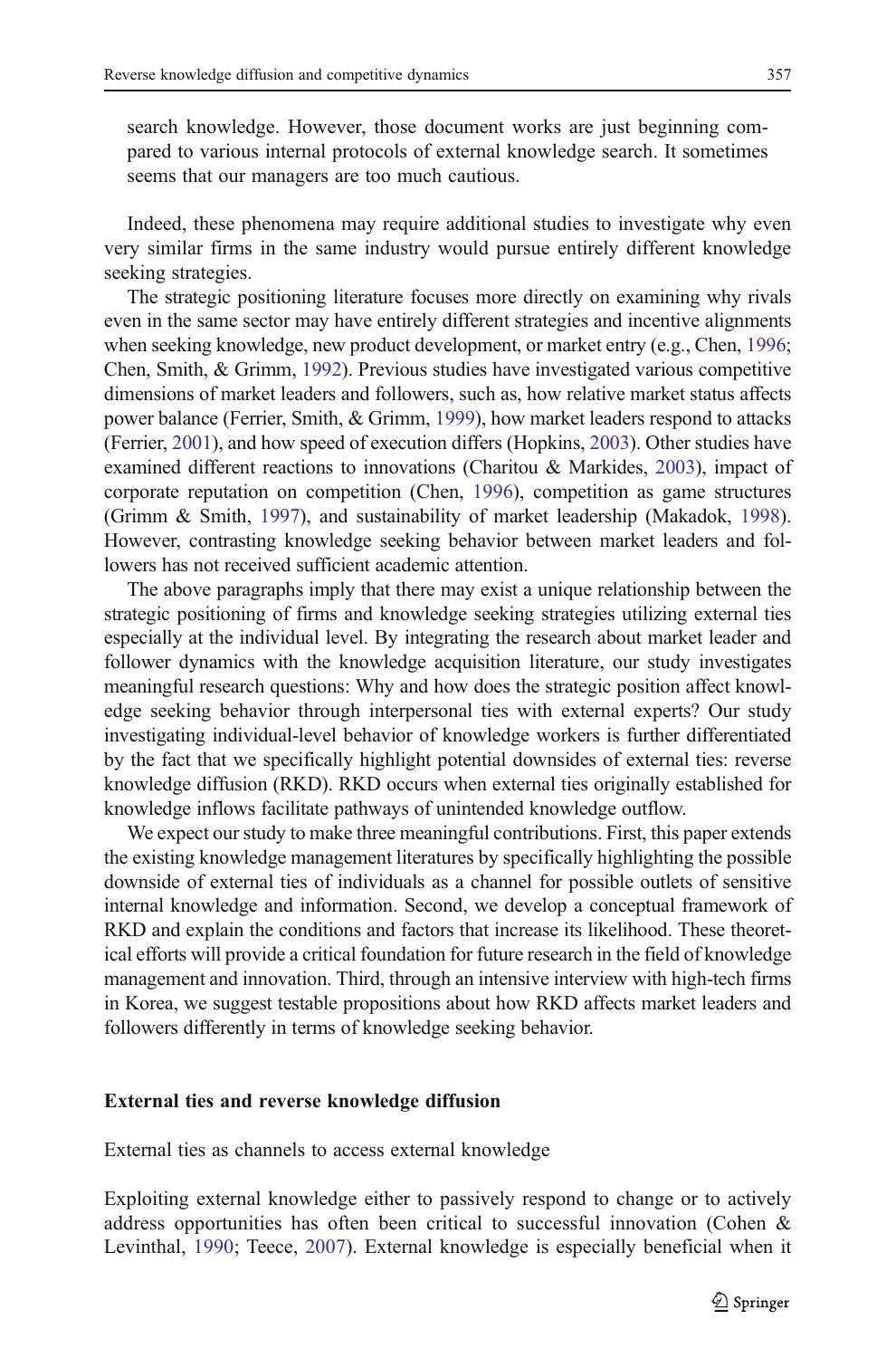search knowledge. However, those document works are just beginning compared to various internal protocols of external knowledge search. It sometimes seems that our managers are too much cautious.

Indeed, these phenomena may require additional studies to investigate why even very similar firms in the same industry would pursue entirely different knowledge seeking strategies.

The strategic positioning literature focuses more directly on examining why rivals even in the same sector may have entirely different strategies and incentive alignments when seeking knowledge, new product development, or market entry (e.g., Chen, 1996; Chen, Smith, & Grimm, 1992). Previous studies have investigated various competitive dimensions of market leaders and followers, such as, how relative market status affects power balance (Ferrier, Smith, & Grimm, 1999), how market leaders respond to attacks (Ferrier, 2001), and how speed of execution differs (Hopkins, 2003). Other studies have examined different reactions to innovations (Charitou & Markides, 2003), impact of corporate reputation on competition (Chen, 1996), competition as game structures (Grimm & Smith, 1997), and sustainability of market leadership (Makadok, 1998). However, contrasting knowledge seeking behavior between market leaders and followers has not received sufficient academic attention.

The above paragraphs imply that there may exist a unique relationship between the strategic positioning of firms and knowledge seeking strategies utilizing external ties especially at the individual level. By integrating the research about market leader and follower dynamics with the knowledge acquisition literature, our study investigates meaningful research questions: Why and how does the strategic position affect knowledge seeking behavior through interpersonal ties with external experts? Our study investigating individual-level behavior of knowledge workers is further differentiated by the fact that we specifically highlight potential downsides of external ties: reverse knowledge diffusion (RKD). RKD occurs when external ties originally established for knowledge inflows facilitate pathways of unintended knowledge outflow.

We expect our study to make three meaningful contributions. First, this paper extends the existing knowledge management literatures by specifically highlighting the possible downside of external ties of individuals as a channel for possible outlets of sensitive internal knowledge and information. Second, we develop a conceptual framework of RKD and explain the conditions and factors that increase its likelihood. These theoretical efforts will provide a critical foundation for future research in the field of knowledge management and innovation. Third, through an intensive interview with high-tech firms in Korea, we suggest testable propositions about how RKD affects market leaders and followers differently in terms of knowledge seeking behavior.

## External ties and reverse knowledge diffusion

### External ties as channels to access external knowledge

Exploiting external knowledge either to passively respond to change or to actively address opportunities has often been critical to successful innovation (Cohen & Levinthal, 1990; Teece, 2007). External knowledge is especially beneficial when it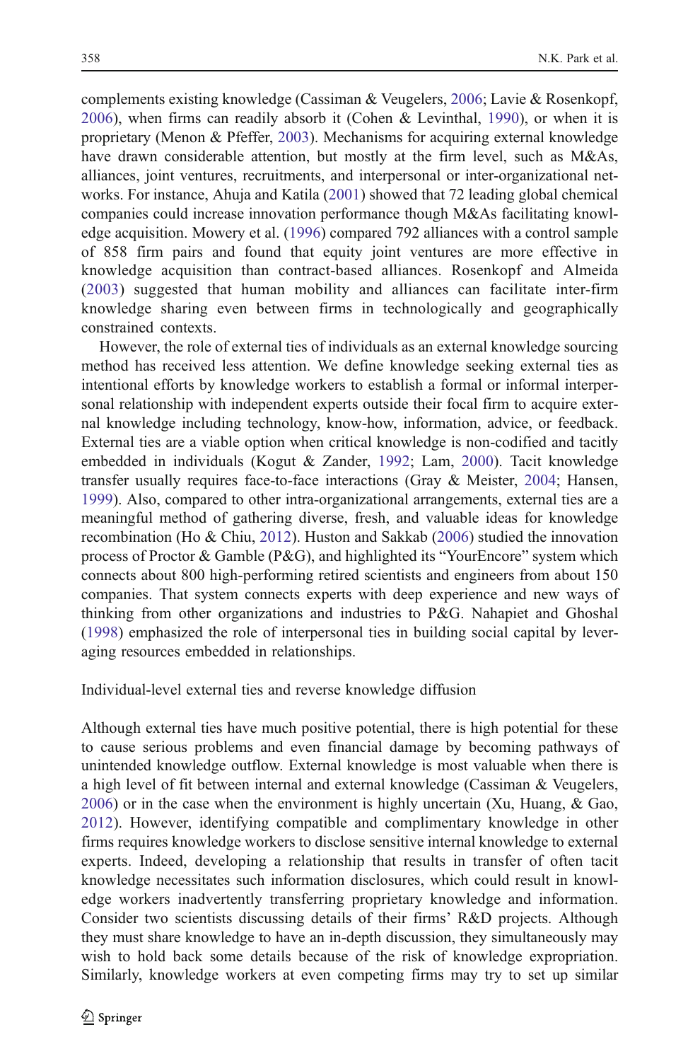complements existing knowledge (Cassiman & Veugelers, 2006; Lavie & Rosenkopf, 2006), when firms can readily absorb it (Cohen & Levinthal, 1990), or when it is proprietary (Menon & Pfeffer, 2003). Mechanisms for acquiring external knowledge have drawn considerable attention, but mostly at the firm level, such as M&As, alliances, joint ventures, recruitments, and interpersonal or inter-organizational networks. For instance, Ahuja and Katila (2001) showed that 72 leading global chemical companies could increase innovation performance though M&As facilitating knowledge acquisition. Mowery et al. (1996) compared 792 alliances with a control sample of 858 firm pairs and found that equity joint ventures are more effective in knowledge acquisition than contract-based alliances. Rosenkopf and Almeida (2003) suggested that human mobility and alliances can facilitate inter-firm knowledge sharing even between firms in technologically and geographically constrained contexts.

However, the role of external ties of individuals as an external knowledge sourcing method has received less attention. We define knowledge seeking external ties as intentional efforts by knowledge workers to establish a formal or informal interpersonal relationship with independent experts outside their focal firm to acquire external knowledge including technology, know-how, information, advice, or feedback. External ties are a viable option when critical knowledge is non-codified and tacitly embedded in individuals (Kogut & Zander, 1992; Lam, 2000). Tacit knowledge transfer usually requires face-to-face interactions (Gray & Meister, 2004; Hansen, 1999). Also, compared to other intra-organizational arrangements, external ties are a meaningful method of gathering diverse, fresh, and valuable ideas for knowledge recombination (Ho & Chiu, 2012). Huston and Sakkab (2006) studied the innovation process of Proctor & Gamble (P&G), and highlighted its "YourEncore" system which connects about 800 high-performing retired scientists and engineers from about 150 companies. That system connects experts with deep experience and new ways of thinking from other organizations and industries to P&G. Nahapiet and Ghoshal (1998) emphasized the role of interpersonal ties in building social capital by leveraging resources embedded in relationships.

### Individual-level external ties and reverse knowledge diffusion

Although external ties have much positive potential, there is high potential for these to cause serious problems and even financial damage by becoming pathways of unintended knowledge outflow. External knowledge is most valuable when there is a high level of fit between internal and external knowledge (Cassiman & Veugelers, 2006) or in the case when the environment is highly uncertain (Xu, Huang, & Gao, 2012). However, identifying compatible and complimentary knowledge in other firms requires knowledge workers to disclose sensitive internal knowledge to external experts. Indeed, developing a relationship that results in transfer of often tacit knowledge necessitates such information disclosures, which could result in knowledge workers inadvertently transferring proprietary knowledge and information. Consider two scientists discussing details of their firms' R&D projects. Although they must share knowledge to have an in-depth discussion, they simultaneously may wish to hold back some details because of the risk of knowledge expropriation. Similarly, knowledge workers at even competing firms may try to set up similar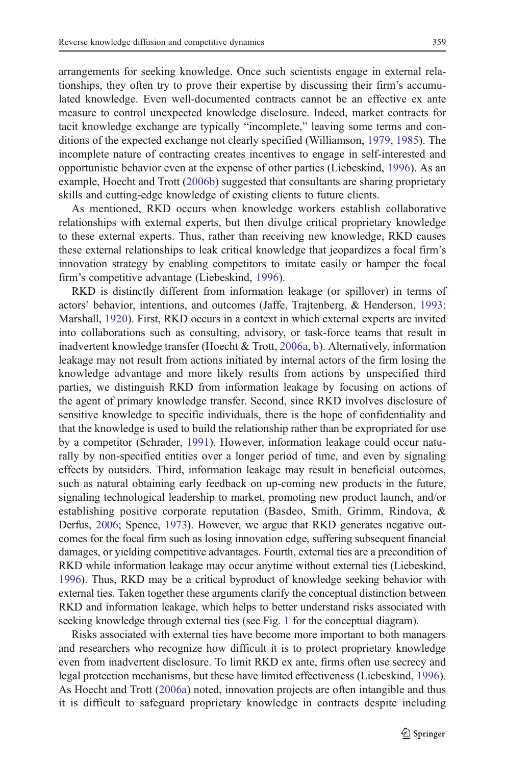arrangements for seeking knowledge. Once such scientists engage in external relationships, they often try to prove their expertise by discussing their firm's accumulated knowledge. Even well-documented contracts cannot be an effective ex ante measure to control unexpected knowledge disclosure. Indeed, market contracts for tacit knowledge exchange are typically "incomplete," leaving some terms and conditions of the expected exchange not clearly specified (Williamson, 1979, 1985). The incomplete nature of contracting creates incentives to engage in self-interested and opportunistic behavior even at the expense of other parties (Liebeskind, 1996). As an example, Hoecht and Trott (2006b) suggested that consultants are sharing proprietary skills and cutting-edge knowledge of existing clients to future clients.

As mentioned, RKD occurs when knowledge workers establish collaborative relationships with external experts, but then divulge critical proprietary knowledge to these external experts. Thus, rather than receiving new knowledge, RKD causes these external relationships to leak critical knowledge that jeopardizes a focal firm's innovation strategy by enabling competitors to imitate easily or hamper the focal firm's competitive advantage (Liebeskind, 1996).

RKD is distinctly different from information leakage (or spillover) in terms of actors' behavior, intentions, and outcomes (Jaffe, Trajtenberg, & Henderson, 1993; Marshall, 1920). First, RKD occurs in a context in which external experts are invited into collaborations such as consulting, advisory, or task-force teams that result in inadvertent knowledge transfer (Hoecht & Trott, 2006a, b). Alternatively, information leakage may not result from actions initiated by internal actors of the firm losing the knowledge advantage and more likely results from actions by unspecified third parties, we distinguish RKD from information leakage by focusing on actions of the agent of primary knowledge transfer. Second, since RKD involves disclosure of sensitive knowledge to specific individuals, there is the hope of confidentiality and that the knowledge is used to build the relationship rather than be expropriated for use by a competitor (Schrader, 1991). However, information leakage could occur naturally by non-specified entities over a longer period of time, and even by signaling effects by outsiders. Third, information leakage may result in beneficial outcomes, such as natural obtaining early feedback on up-coming new products in the future, signaling technological leadership to market, promoting new product launch, and/or establishing positive corporate reputation (Basdeo, Smith, Grimm, Rindova, & Derfus, 2006; Spence, 1973). However, we argue that RKD generates negative outcomes for the focal firm such as losing innovation edge, suffering subsequent financial damages, or yielding competitive advantages. Fourth, external ties are a precondition of RKD while information leakage may occur anytime without external ties (Liebeskind, 1996). Thus, RKD may be a critical byproduct of knowledge seeking behavior with external ties. Taken together these arguments clarify the conceptual distinction between RKD and information leakage, which helps to better understand risks associated with seeking knowledge through external ties (see Fig. 1 for the conceptual diagram).

Risks associated with external ties have become more important to both managers and researchers who recognize how difficult it is to protect proprietary knowledge even from inadvertent disclosure. To limit RKD ex ante, firms often use secrecy and legal protection mechanisms, but these have limited effectiveness (Liebeskind, 1996). As Hoecht and Trott (2006a) noted, innovation projects are often intangible and thus it is difficult to safeguard proprietary knowledge in contracts despite including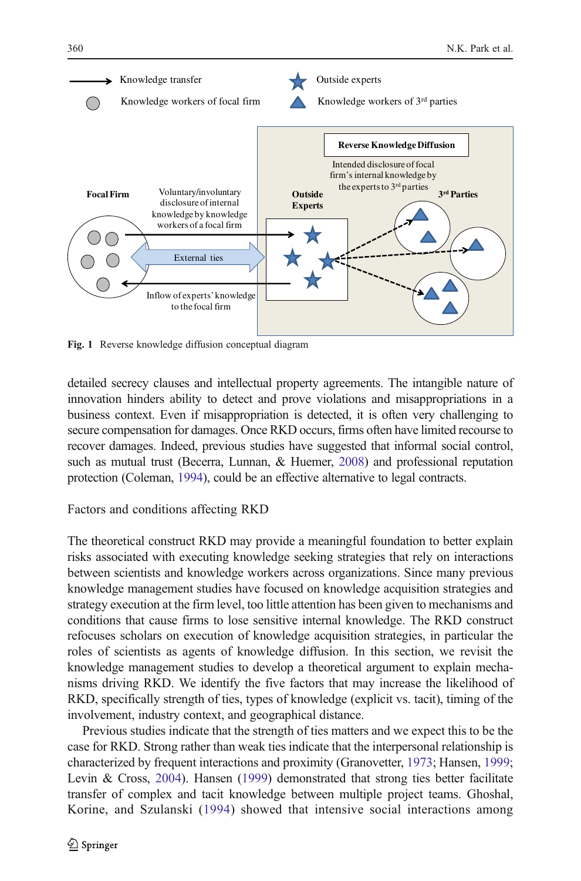Fig. 1 Reverse knowledge diffusion conceptual diagram

detailed secrecy clauses and intellectual property agreements. The intangible nature of innovation hinders ability to detect and prove violations and misappropriations in a business context. Even if misappropriation is detected, it is often very challenging to secure compensation for damages. Once RKD occurs, firms often have limited recourse to recover damages. Indeed, previous studies have suggested that informal social control, such as mutual trust (Becerra, Lunnan, & Huemer, 2008) and professional reputation protection (Coleman, 1994), could be an effective alternative to legal contracts.

## Factors and conditions affecting RKD

The theoretical construct RKD may provide a meaningful foundation to better explain risks associated with executing knowledge seeking strategies that rely on interactions between scientists and knowledge workers across organizations. Since many previous knowledge management studies have focused on knowledge acquisition strategies and strategy execution at the firm level, too little attention has been given to mechanisms and conditions that cause firms to lose sensitive internal knowledge. The RKD construct refocuses scholars on execution of knowledge acquisition strategies, in particular the roles of scientists as agents of knowledge diffusion. In this section, we revisit the knowledge management studies to develop a theoretical argument to explain mechanisms driving RKD. We identify the five factors that may increase the likelihood of RKD, specifically strength of ties, types of knowledge (explicit vs. tacit), timing of the involvement, industry context, and geographical distance.

Previous studies indicate that the strength of ties matters and we expect this to be the case for RKD. Strong rather than weak ties indicate that the interpersonal relationship is characterized by frequent interactions and proximity (Granovetter, 1973; Hansen, 1999; Levin & Cross, 2004). Hansen (1999) demonstrated that strong ties better facilitate transfer of complex and tacit knowledge between multiple project teams. Ghoshal, Korine, and Szulanski (1994) showed that intensive social interactions among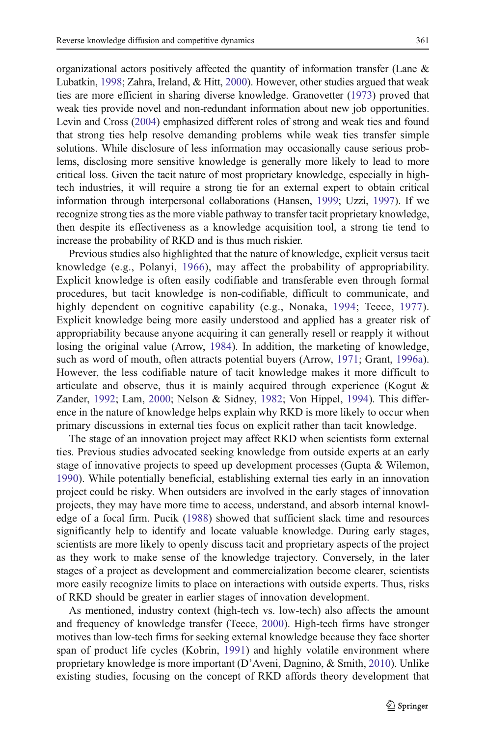organizational actors positively affected the quantity of information transfer (Lane & Lubatkin, 1998; Zahra, Ireland, & Hitt, 2000). However, other studies argued that weak ties are more efficient in sharing diverse knowledge. Granovetter (1973) proved that weak ties provide novel and non-redundant information about new job opportunities. Levin and Cross (2004) emphasized different roles of strong and weak ties and found that strong ties help resolve demanding problems while weak ties transfer simple solutions. While disclosure of less information may occasionally cause serious problems, disclosing more sensitive knowledge is generally more likely to lead to more critical loss. Given the tacit nature of most proprietary knowledge, especially in high-tech industries, it will require a strong tie for an external expert to obtain critical information through interpersonal collaborations (Hansen, 1999; Uzzi, 1997). If we recognize strong ties as the more viable pathway to transfer tacit proprietary knowledge, then despite its effectiveness as a knowledge acquisition tool, a strong tie tend to increase the probability of RKD and is thus much riskier.

Previous studies also highlighted that the nature of knowledge, explicit versus tacit knowledge (e.g., Polanyi, 1966), may affect the probability of appropriability. Explicit knowledge is often easily codifiable and transferable even through formal procedures, but tacit knowledge is non-codifiable, difficult to communicate, and highly dependent on cognitive capability (e.g., Nonaka, 1994; Teece, 1977). Explicit knowledge being more easily understood and applied has a greater risk of appropriability because anyone acquiring it can generally resell or reapply it without losing the original value (Arrow, 1984). In addition, the marketing of knowledge, such as word of mouth, often attracts potential buyers (Arrow, 1971; Grant, 1996a). However, the less codifiable nature of tacit knowledge makes it more difficult to articulate and observe, thus it is mainly acquired through experience (Kogut & Zander, 1992; Lam, 2000; Nelson & Sidney, 1982; Von Hippel, 1994). This difference in the nature of knowledge helps explain why RKD is more likely to occur when primary discussions in external ties focus on explicit rather than tacit knowledge.

The stage of an innovation project may affect RKD when scientists form external ties. Previous studies advocated seeking knowledge from outside experts at an early stage of innovative projects to speed up development processes (Gupta & Wilemon, 1990). While potentially beneficial, establishing external ties early in an innovation project could be risky. When outsiders are involved in the early stages of innovation projects, they may have more time to access, understand, and absorb internal knowledge of a focal firm. Pucik (1988) showed that sufficient slack time and resources significantly help to identify and locate valuable knowledge. During early stages, scientists are more likely to openly discuss tacit and proprietary aspects of the project as they work to make sense of the knowledge trajectory. Conversely, in the later stages of a project as development and commercialization become clearer, scientists more easily recognize limits to place on interactions with outside experts. Thus, risks of RKD should be greater in earlier stages of innovation development.

As mentioned, industry context (high-tech vs. low-tech) also affects the amount and frequency of knowledge transfer (Teece, 2000). High-tech firms have stronger motives than low-tech firms for seeking external knowledge because they face shorter span of product life cycles (Kobrin, 1991) and highly volatile environment where proprietary knowledge is more important (D'Aveni, Dagnino, & Smith, 2010). Unlike existing studies, focusing on the concept of RKD affords theory development that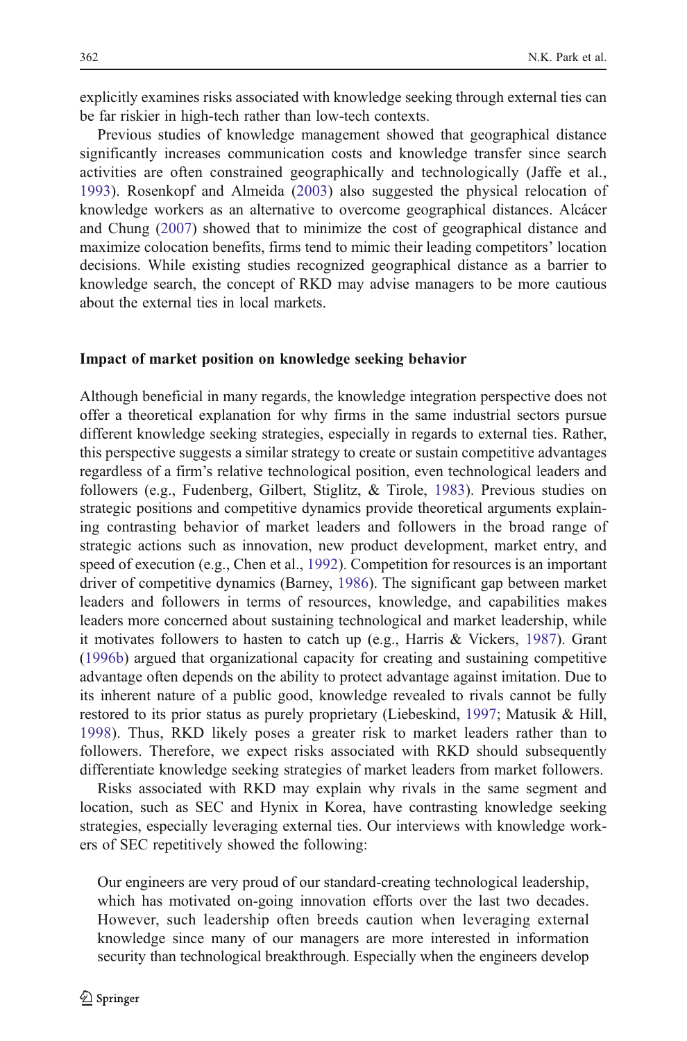explicitly examines risks associated with knowledge seeking through external ties can be far riskier in high-tech rather than low-tech contexts.

Previous studies of knowledge management showed that geographical distance significantly increases communication costs and knowledge transfer since search activities are often constrained geographically and technologically (Jaffe et al., 1993). Rosenkopf and Almeida (2003) also suggested the physical relocation of knowledge workers as an alternative to overcome geographical distances. Alcácer and Chung (2007) showed that to minimize the cost of geographical distance and maximize colocation benefits, firms tend to mimic their leading competitors' location decisions. While existing studies recognized geographical distance as a barrier to knowledge search, the concept of RKD may advise managers to be more cautious about the external ties in local markets.

### Impact of market position on knowledge seeking behavior

Although beneficial in many regards, the knowledge integration perspective does not offer a theoretical explanation for why firms in the same industrial sectors pursue different knowledge seeking strategies, especially in regards to external ties. Rather, this perspective suggests a similar strategy to create or sustain competitive advantages regardless of a firm's relative technological position, even technological leaders and followers (e.g., Fudenberg, Gilbert, Stiglitz, & Tirole, 1983). Previous studies on strategic positions and competitive dynamics provide theoretical arguments explaining contrasting behavior of market leaders and followers in the broad range of strategic actions such as innovation, new product development, market entry, and speed of execution (e.g., Chen et al., 1992). Competition for resources is an important driver of competitive dynamics (Barney, 1986). The significant gap between market leaders and followers in terms of resources, knowledge, and capabilities makes leaders more concerned about sustaining technological and market leadership, while it motivates followers to hasten to catch up (e.g., Harris & Vickers, 1987). Grant (1996b) argued that organizational capacity for creating and sustaining competitive advantage often depends on the ability to protect advantage against imitation. Due to its inherent nature of a public good, knowledge revealed to rivals cannot be fully restored to its prior status as purely proprietary (Liebeskind, 1997; Matusik & Hill, 1998). Thus, RKD likely poses a greater risk to market leaders rather than to followers. Therefore, we expect risks associated with RKD should subsequently differentiate knowledge seeking strategies of market leaders from market followers.

Risks associated with RKD may explain why rivals in the same segment and location, such as SEC and Hynix in Korea, have contrasting knowledge seeking strategies, especially leveraging external ties. Our interviews with knowledge workers of SEC repetitively showed the following:

> Our engineers are very proud of our standard-creating technological leadership, which has motivated on-going innovation efforts over the last two decades. However, such leadership often breeds caution when leveraging external knowledge since many of our managers are more interested in information security than technological breakthrough. Especially when the engineers develop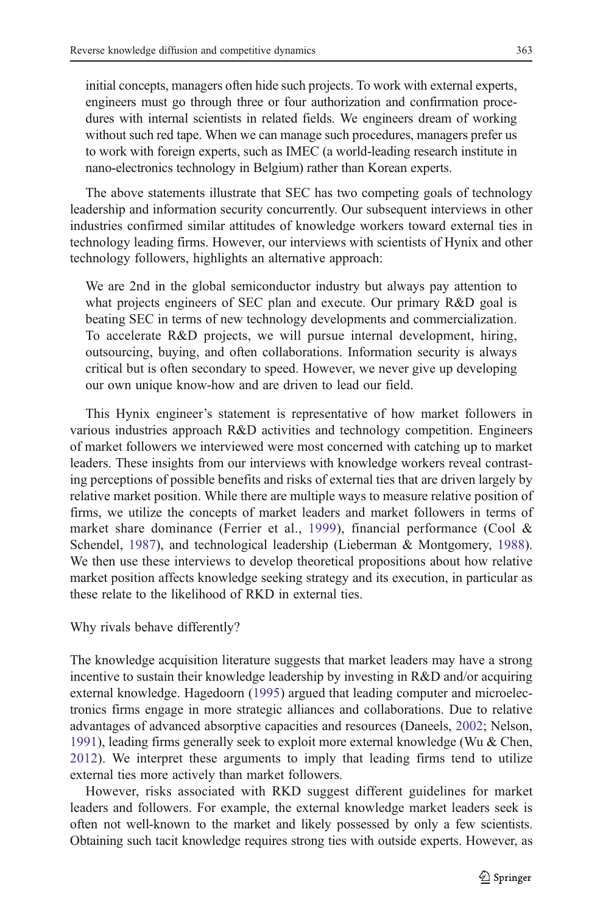> initial concepts, managers often hide such projects. To work with external experts, engineers must go through three or four authorization and confirmation procedures with internal scientists in related fields. We engineers dream of working without such red tape. When we can manage such procedures, managers prefer us to work with foreign experts, such as IMEC (a world-leading research institute in nano-electronics technology in Belgium) rather than Korean experts.

The above statements illustrate that SEC has two competing goals of technology leadership and information security concurrently. Our subsequent interviews in other industries confirmed similar attitudes of knowledge workers toward external ties in technology leading firms. However, our interviews with scientists of Hynix and other technology followers, highlights an alternative approach:

> We are 2nd in the global semiconductor industry but always pay attention to what projects engineers of SEC plan and execute. Our primary R&D goal is beating SEC in terms of new technology developments and commercialization. To accelerate R&D projects, we will pursue internal development, hiring, outsourcing, buying, and often collaborations. Information security is always critical but is often secondary to speed. However, we never give up developing our own unique know-how and are driven to lead our field.

This Hynix engineer's statement is representative of how market followers in various industries approach R&D activities and technology competition. Engineers of market followers we interviewed were most concerned with catching up to market leaders. These insights from our interviews with knowledge workers reveal contrasting perceptions of possible benefits and risks of external ties that are driven largely by relative market position. While there are multiple ways to measure relative position of firms, we utilize the concepts of market leaders and market followers in terms of market share dominance (Ferrier et al., 1999), financial performance (Cool & Schendel, 1987), and technological leadership (Lieberman & Montgomery, 1988). We then use these interviews to develop theoretical propositions about how relative market position affects knowledge seeking strategy and its execution, in particular as these relate to the likelihood of RKD in external ties.

## Why rivals behave differently?

The knowledge acquisition literature suggests that market leaders may have a strong incentive to sustain their knowledge leadership by investing in R&D and/or acquiring external knowledge. Hagedoorn (1995) argued that leading computer and microelectronics firms engage in more strategic alliances and collaborations. Due to relative advantages of advanced absorptive capacities and resources (Daneels, 2002; Nelson, 1991), leading firms generally seek to exploit more external knowledge (Wu & Chen, 2012). We interpret these arguments to imply that leading firms tend to utilize external ties more actively than market followers.

However, risks associated with RKD suggest different guidelines for market leaders and followers. For example, the external knowledge market leaders seek is often not well-known to the market and likely possessed by only a few scientists. Obtaining such tacit knowledge requires strong ties with outside experts. However, as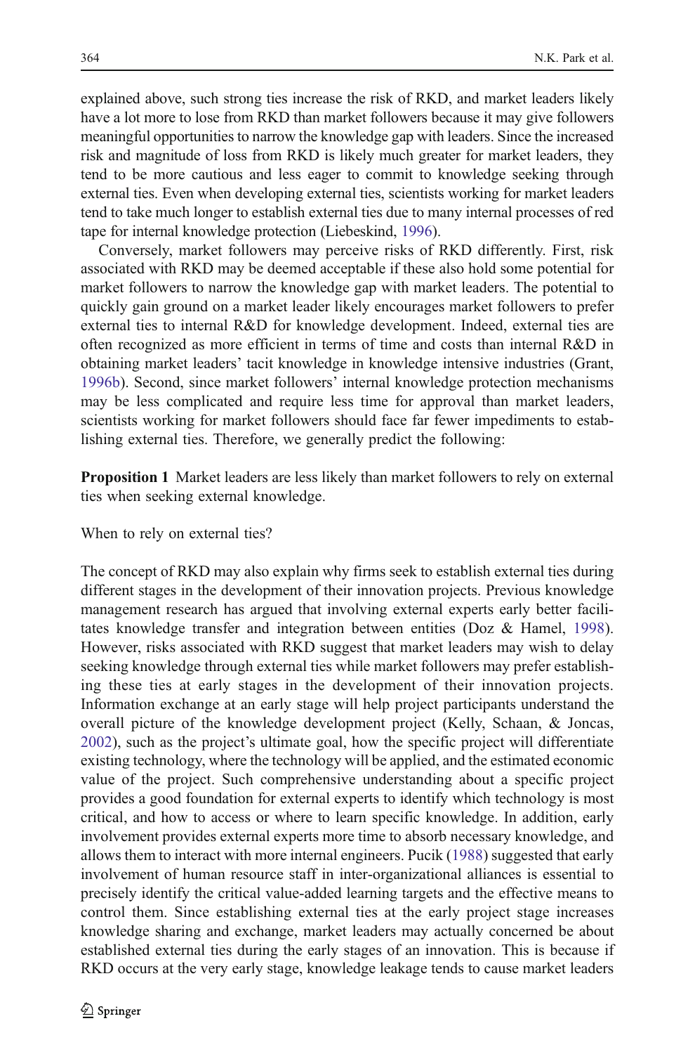explained above, such strong ties increase the risk of RKD, and market leaders likely have a lot more to lose from RKD than market followers because it may give followers meaningful opportunities to narrow the knowledge gap with leaders. Since the increased risk and magnitude of loss from RKD is likely much greater for market leaders, they tend to be more cautious and less eager to commit to knowledge seeking through external ties. Even when developing external ties, scientists working for market leaders tend to take much longer to establish external ties due to many internal processes of red tape for internal knowledge protection (Liebeskind, 1996).

Conversely, market followers may perceive risks of RKD differently. First, risk associated with RKD may be deemed acceptable if these also hold some potential for market followers to narrow the knowledge gap with market leaders. The potential to quickly gain ground on a market leader likely encourages market followers to prefer external ties to internal R&D for knowledge development. Indeed, external ties are often recognized as more efficient in terms of time and costs than internal R&D in obtaining market leaders' tacit knowledge in knowledge intensive industries (Grant, 1996b). Second, since market followers' internal knowledge protection mechanisms may be less complicated and require less time for approval than market leaders, scientists working for market followers should face far fewer impediments to establishing external ties. Therefore, we generally predict the following:

**Proposition 1** Market leaders are less likely than market followers to rely on external ties when seeking external knowledge.

When to rely on external ties?

The concept of RKD may also explain why firms seek to establish external ties during different stages in the development of their innovation projects. Previous knowledge management research has argued that involving external experts early better facilitates knowledge transfer and integration between entities (Doz & Hamel, 1998). However, risks associated with RKD suggest that market leaders may wish to delay seeking knowledge through external ties while market followers may prefer establishing these ties at early stages in the development of their innovation projects. Information exchange at an early stage will help project participants understand the overall picture of the knowledge development project (Kelly, Schaan, & Joncas, 2002), such as the project's ultimate goal, how the specific project will differentiate existing technology, where the technology will be applied, and the estimated economic value of the project. Such comprehensive understanding about a specific project provides a good foundation for external experts to identify which technology is most critical, and how to access or where to learn specific knowledge. In addition, early involvement provides external experts more time to absorb necessary knowledge, and allows them to interact with more internal engineers. Pucik (1988) suggested that early involvement of human resource staff in inter-organizational alliances is essential to precisely identify the critical value-added learning targets and the effective means to control them. Since establishing external ties at the early project stage increases knowledge sharing and exchange, market leaders may actually concerned be about established external ties during the early stages of an innovation. This is because if RKD occurs at the very early stage, knowledge leakage tends to cause market leaders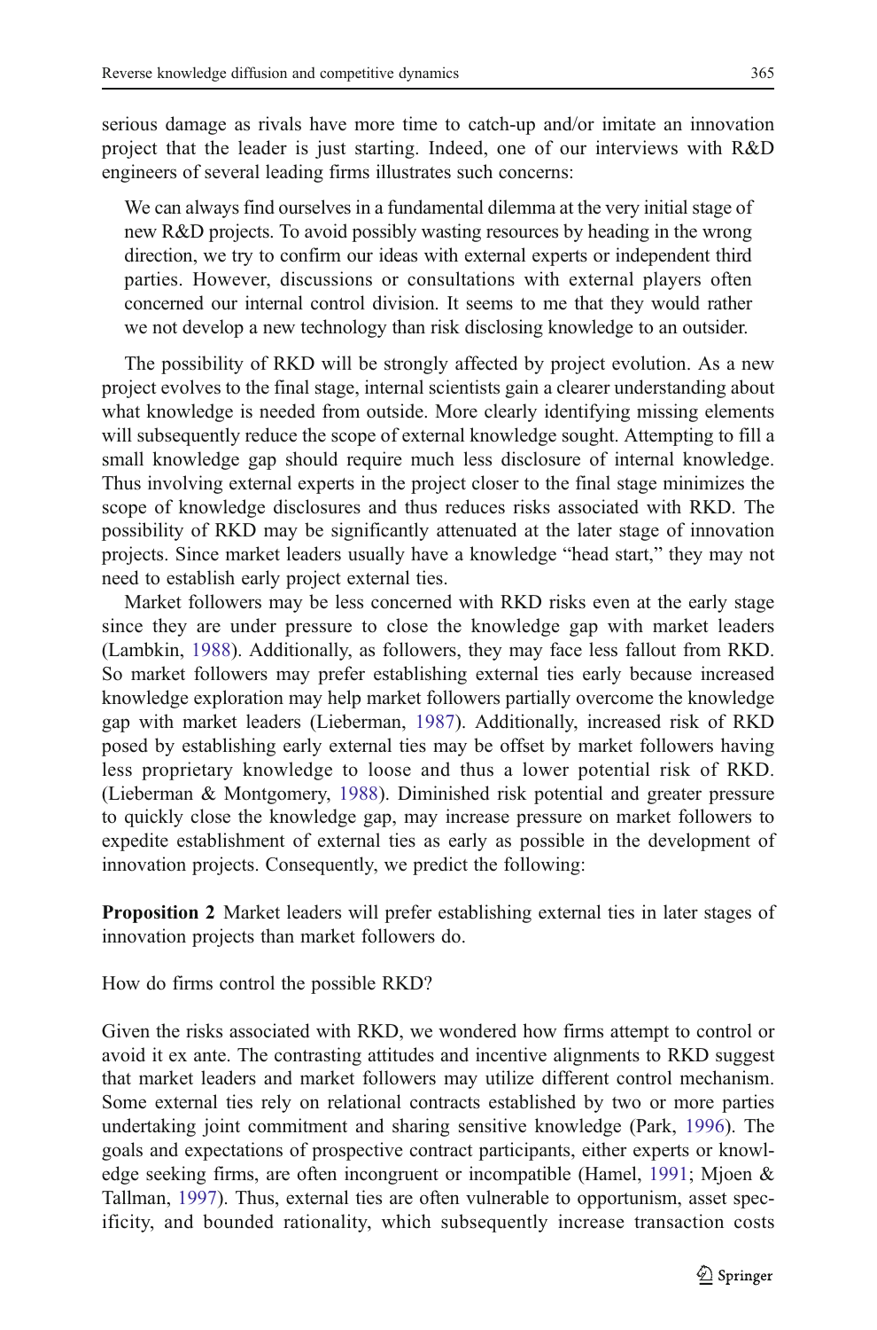serious damage as rivals have more time to catch-up and/or imitate an innovation project that the leader is just starting. Indeed, one of our interviews with R&D engineers of several leading firms illustrates such concerns:

> We can always find ourselves in a fundamental dilemma at the very initial stage of new R&D projects. To avoid possibly wasting resources by heading in the wrong direction, we try to confirm our ideas with external experts or independent third parties. However, discussions or consultations with external players often concerned our internal control division. It seems to me that they would rather we not develop a new technology than risk disclosing knowledge to an outsider.

The possibility of RKD will be strongly affected by project evolution. As a new project evolves to the final stage, internal scientists gain a clearer understanding about what knowledge is needed from outside. More clearly identifying missing elements will subsequently reduce the scope of external knowledge sought. Attempting to fill a small knowledge gap should require much less disclosure of internal knowledge. Thus involving external experts in the project closer to the final stage minimizes the scope of knowledge disclosures and thus reduces risks associated with RKD. The possibility of RKD may be significantly attenuated at the later stage of innovation projects. Since market leaders usually have a knowledge "head start," they may not need to establish early project external ties.

Market followers may be less concerned with RKD risks even at the early stage since they are under pressure to close the knowledge gap with market leaders (Lambkin, 1988). Additionally, as followers, they may face less fallout from RKD. So market followers may prefer establishing external ties early because increased knowledge exploration may help market followers partially overcome the knowledge gap with market leaders (Lieberman, 1987). Additionally, increased risk of RKD posed by establishing early external ties may be offset by market followers having less proprietary knowledge to loose and thus a lower potential risk of RKD. (Lieberman & Montgomery, 1988). Diminished risk potential and greater pressure to quickly close the knowledge gap, may increase pressure on market followers to expedite establishment of external ties as early as possible in the development of innovation projects. Consequently, we predict the following:

**Proposition 2** Market leaders will prefer establishing external ties in later stages of innovation projects than market followers do.

## How do firms control the possible RKD?

Given the risks associated with RKD, we wondered how firms attempt to control or avoid it ex ante. The contrasting attitudes and incentive alignments to RKD suggest that market leaders and market followers may utilize different control mechanism. Some external ties rely on relational contracts established by two or more parties undertaking joint commitment and sharing sensitive knowledge (Park, 1996). The goals and expectations of prospective contract participants, either experts or knowledge seeking firms, are often incongruent or incompatible (Hamel, 1991; Mjoen & Tallman, 1997). Thus, external ties are often vulnerable to opportunism, asset specificity, and bounded rationality, which subsequently increase transaction costs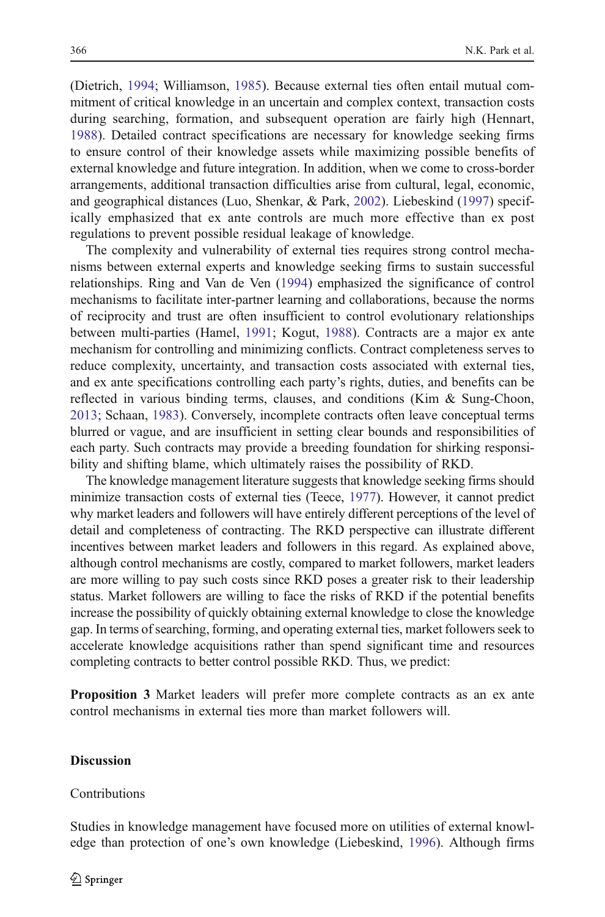(Dietrich, 1994; Williamson, 1985). Because external ties often entail mutual commitment of critical knowledge in an uncertain and complex context, transaction costs during searching, formation, and subsequent operation are fairly high (Hennart, 1988). Detailed contract specifications are necessary for knowledge seeking firms to ensure control of their knowledge assets while maximizing possible benefits of external knowledge and future integration. In addition, when we come to cross-border arrangements, additional transaction difficulties arise from cultural, legal, economic, and geographical distances (Luo, Shenkar, & Park, 2002). Liebeskind (1997) specifically emphasized that ex ante controls are much more effective than ex post regulations to prevent possible residual leakage of knowledge.

The complexity and vulnerability of external ties requires strong control mechanisms between external experts and knowledge seeking firms to sustain successful relationships. Ring and Van de Ven (1994) emphasized the significance of control mechanisms to facilitate inter-partner learning and collaborations, because the norms of reciprocity and trust are often insufficient to control evolutionary relationships between multi-parties (Hamel, 1991; Kogut, 1988). Contracts are a major ex ante mechanism for controlling and minimizing conflicts. Contract completeness serves to reduce complexity, uncertainty, and transaction costs associated with external ties, and ex ante specifications controlling each party's rights, duties, and benefits can be reflected in various binding terms, clauses, and conditions (Kim & Sung-Choon, 2013; Schaan, 1983). Conversely, incomplete contracts often leave conceptual terms blurred or vague, and are insufficient in setting clear bounds and responsibilities of each party. Such contracts may provide a breeding foundation for shirking responsibility and shifting blame, which ultimately raises the possibility of RKD.

The knowledge management literature suggests that knowledge seeking firms should minimize transaction costs of external ties (Teece, 1977). However, it cannot predict why market leaders and followers will have entirely different perceptions of the level of detail and completeness of contracting. The RKD perspective can illustrate different incentives between market leaders and followers in this regard. As explained above, although control mechanisms are costly, compared to market followers, market leaders are more willing to pay such costs since RKD poses a greater risk to their leadership status. Market followers are willing to face the risks of RKD if the potential benefits increase the possibility of quickly obtaining external knowledge to close the knowledge gap. In terms of searching, forming, and operating external ties, market followers seek to accelerate knowledge acquisitions rather than spend significant time and resources completing contracts to better control possible RKD. Thus, we predict:

**Proposition 3** Market leaders will prefer more complete contracts as an ex ante control mechanisms in external ties more than market followers will.

## Discussion

### Contributions

Studies in knowledge management have focused more on utilities of external knowledge than protection of one's own knowledge (Liebeskind, 1996). Although firms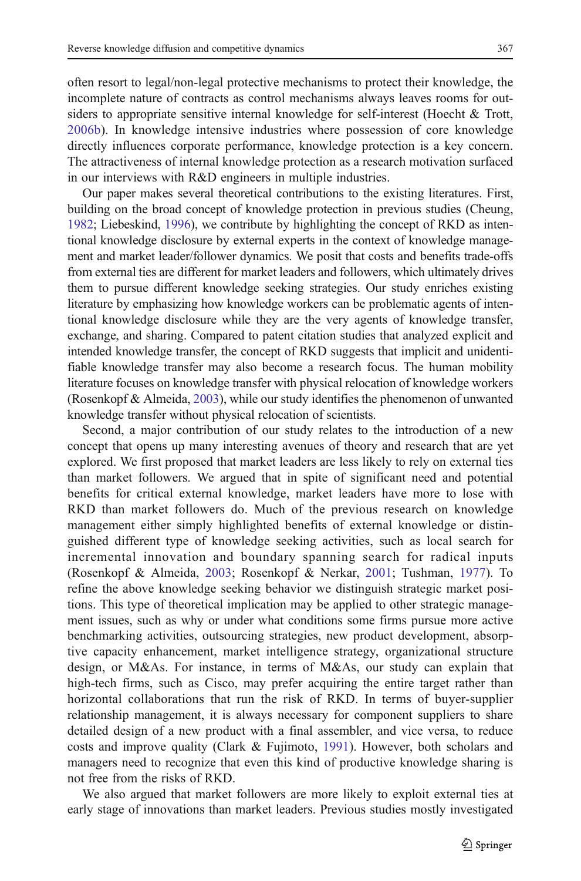often resort to legal/non-legal protective mechanisms to protect their knowledge, the incomplete nature of contracts as control mechanisms always leaves rooms for outsiders to appropriate sensitive internal knowledge for self-interest (Hoecht & Trott, 2006b). In knowledge intensive industries where possession of core knowledge directly influences corporate performance, knowledge protection is a key concern. The attractiveness of internal knowledge protection as a research motivation surfaced in our interviews with R&D engineers in multiple industries.

Our paper makes several theoretical contributions to the existing literatures. First, building on the broad concept of knowledge protection in previous studies (Cheung, 1982; Liebeskind, 1996), we contribute by highlighting the concept of RKD as intentional knowledge disclosure by external experts in the context of knowledge management and market leader/follower dynamics. We posit that costs and benefits trade-offs from external ties are different for market leaders and followers, which ultimately drives them to pursue different knowledge seeking strategies. Our study enriches existing literature by emphasizing how knowledge workers can be problematic agents of intentional knowledge disclosure while they are the very agents of knowledge transfer, exchange, and sharing. Compared to patent citation studies that analyzed explicit and intended knowledge transfer, the concept of RKD suggests that implicit and unidentifiable knowledge transfer may also become a research focus. The human mobility literature focuses on knowledge transfer with physical relocation of knowledge workers (Rosenkopf & Almeida, 2003), while our study identifies the phenomenon of unwanted knowledge transfer without physical relocation of scientists.

Second, a major contribution of our study relates to the introduction of a new concept that opens up many interesting avenues of theory and research that are yet explored. We first proposed that market leaders are less likely to rely on external ties than market followers. We argued that in spite of significant need and potential benefits for critical external knowledge, market leaders have more to lose with RKD than market followers do. Much of the previous research on knowledge management either simply highlighted benefits of external knowledge or distinguished different type of knowledge seeking activities, such as local search for incremental innovation and boundary spanning search for radical inputs (Rosenkopf & Almeida, 2003; Rosenkopf & Nerkar, 2001; Tushman, 1977). To refine the above knowledge seeking behavior we distinguish strategic market positions. This type of theoretical implication may be applied to other strategic management issues, such as why or under what conditions some firms pursue more active benchmarking activities, outsourcing strategies, new product development, absorptive capacity enhancement, market intelligence strategy, organizational structure design, or M&As. For instance, in terms of M&As, our study can explain that high-tech firms, such as Cisco, may prefer acquiring the entire target rather than horizontal collaborations that run the risk of RKD. In terms of buyer-supplier relationship management, it is always necessary for component suppliers to share detailed design of a new product with a final assembler, and vice versa, to reduce costs and improve quality (Clark & Fujimoto, 1991). However, both scholars and managers need to recognize that even this kind of productive knowledge sharing is not free from the risks of RKD.

We also argued that market followers are more likely to exploit external ties at early stage of innovations than market leaders. Previous studies mostly investigated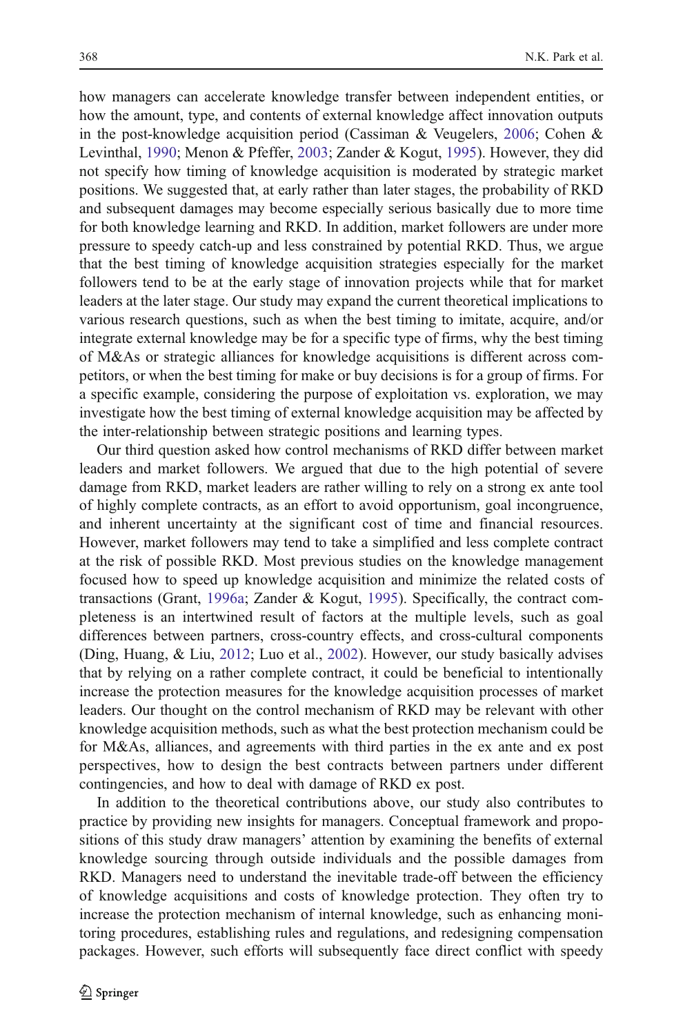how managers can accelerate knowledge transfer between independent entities, or how the amount, type, and contents of external knowledge affect innovation outputs in the post-knowledge acquisition period (Cassiman & Veugelers, 2006; Cohen & Levinthal, 1990; Menon & Pfeffer, 2003; Zander & Kogut, 1995). However, they did not specify how timing of knowledge acquisition is moderated by strategic market positions. We suggested that, at early rather than later stages, the probability of RKD and subsequent damages may become especially serious basically due to more time for both knowledge learning and RKD. In addition, market followers are under more pressure to speedy catch-up and less constrained by potential RKD. Thus, we argue that the best timing of knowledge acquisition strategies especially for the market followers tend to be at the early stage of innovation projects while that for market leaders at the later stage. Our study may expand the current theoretical implications to various research questions, such as when the best timing to imitate, acquire, and/or integrate external knowledge may be for a specific type of firms, why the best timing of M&As or strategic alliances for knowledge acquisitions is different across competitors, or when the best timing for make or buy decisions is for a group of firms. For a specific example, considering the purpose of exploitation vs. exploration, we may investigate how the best timing of external knowledge acquisition may be affected by the inter-relationship between strategic positions and learning types.

Our third question asked how control mechanisms of RKD differ between market leaders and market followers. We argued that due to the high potential of severe damage from RKD, market leaders are rather willing to rely on a strong ex ante tool of highly complete contracts, as an effort to avoid opportunism, goal incongruence, and inherent uncertainty at the significant cost of time and financial resources. However, market followers may tend to take a simplified and less complete contract at the risk of possible RKD. Most previous studies on the knowledge management focused how to speed up knowledge acquisition and minimize the related costs of transactions (Grant, 1996a; Zander & Kogut, 1995). Specifically, the contract completeness is an intertwined result of factors at the multiple levels, such as goal differences between partners, cross-country effects, and cross-cultural components (Ding, Huang, & Liu, 2012; Luo et al., 2002). However, our study basically advises that by relying on a rather complete contract, it could be beneficial to intentionally increase the protection measures for the knowledge acquisition processes of market leaders. Our thought on the control mechanism of RKD may be relevant with other knowledge acquisition methods, such as what the best protection mechanism could be for M&As, alliances, and agreements with third parties in the ex ante and ex post perspectives, how to design the best contracts between partners under different contingencies, and how to deal with damage of RKD ex post.

In addition to the theoretical contributions above, our study also contributes to practice by providing new insights for managers. Conceptual framework and propositions of this study draw managers' attention by examining the benefits of external knowledge sourcing through outside individuals and the possible damages from RKD. Managers need to understand the inevitable trade-off between the efficiency of knowledge acquisitions and costs of knowledge protection. They often try to increase the protection mechanism of internal knowledge, such as enhancing monitoring procedures, establishing rules and regulations, and redesigning compensation packages. However, such efforts will subsequently face direct conflict with speedy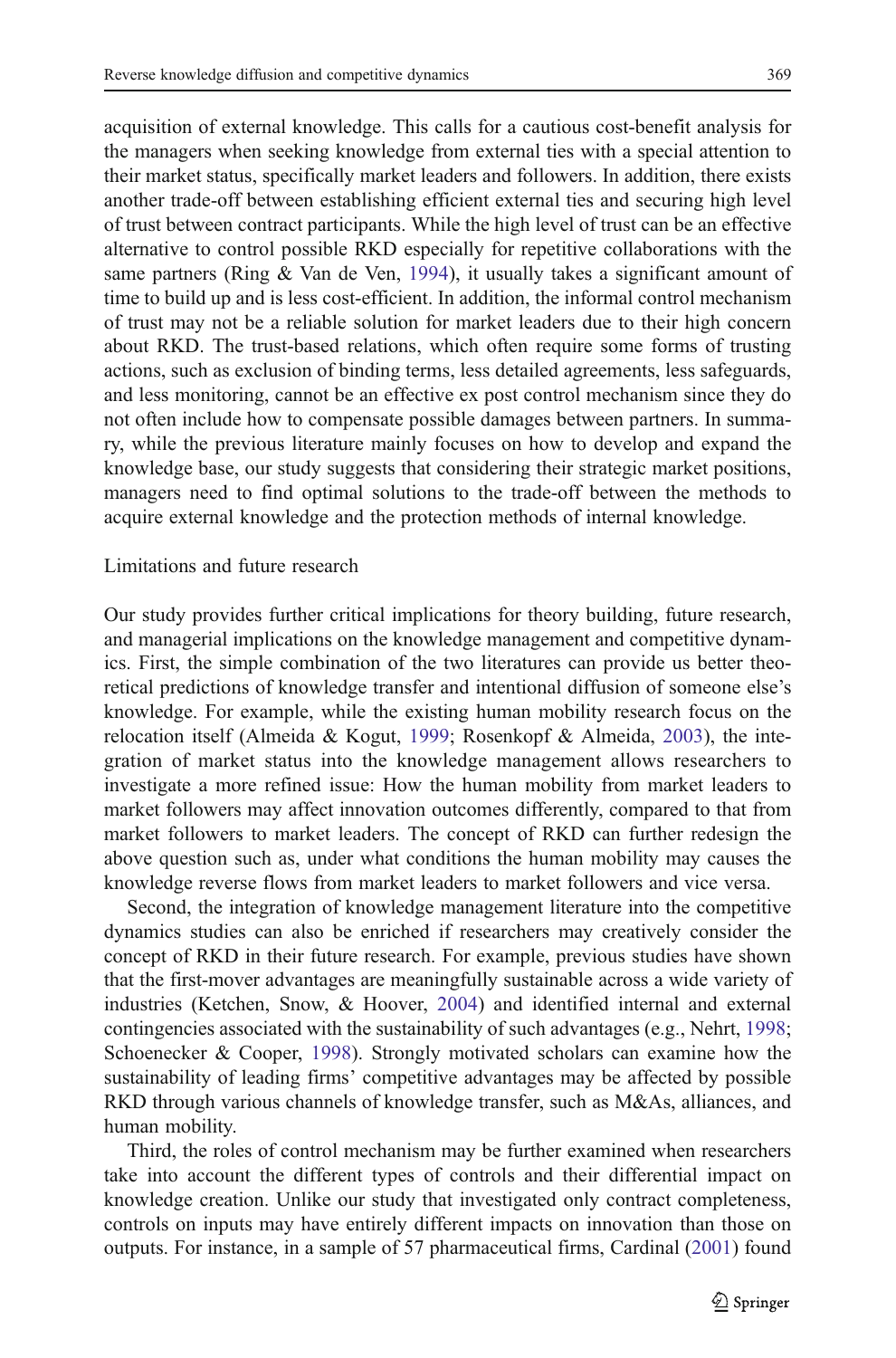acquisition of external knowledge. This calls for a cautious cost-benefit analysis for the managers when seeking knowledge from external ties with a special attention to their market status, specifically market leaders and followers. In addition, there exists another trade-off between establishing efficient external ties and securing high level of trust between contract participants. While the high level of trust can be an effective alternative to control possible RKD especially for repetitive collaborations with the same partners (Ring & Van de Ven, 1994), it usually takes a significant amount of time to build up and is less cost-efficient. In addition, the informal control mechanism of trust may not be a reliable solution for market leaders due to their high concern about RKD. The trust-based relations, which often require some forms of trusting actions, such as exclusion of binding terms, less detailed agreements, less safeguards, and less monitoring, cannot be an effective ex post control mechanism since they do not often include how to compensate possible damages between partners. In summary, while the previous literature mainly focuses on how to develop and expand the knowledge base, our study suggests that considering their strategic market positions, managers need to find optimal solutions to the trade-off between the methods to acquire external knowledge and the protection methods of internal knowledge.

## Limitations and future research

Our study provides further critical implications for theory building, future research, and managerial implications on the knowledge management and competitive dynamics. First, the simple combination of the two literatures can provide us better theoretical predictions of knowledge transfer and intentional diffusion of someone else's knowledge. For example, while the existing human mobility research focus on the relocation itself (Almeida & Kogut, 1999; Rosenkopf & Almeida, 2003), the integration of market status into the knowledge management allows researchers to investigate a more refined issue: How the human mobility from market leaders to market followers may affect innovation outcomes differently, compared to that from market followers to market leaders. The concept of RKD can further redesign the above question such as, under what conditions the human mobility may causes the knowledge reverse flows from market leaders to market followers and vice versa.

Second, the integration of knowledge management literature into the competitive dynamics studies can also be enriched if researchers may creatively consider the concept of RKD in their future research. For example, previous studies have shown that the first-mover advantages are meaningfully sustainable across a wide variety of industries (Ketchen, Snow, & Hoover, 2004) and identified internal and external contingencies associated with the sustainability of such advantages (e.g., Nehrt, 1998; Schoenecker & Cooper, 1998). Strongly motivated scholars can examine how the sustainability of leading firms' competitive advantages may be affected by possible RKD through various channels of knowledge transfer, such as M&As, alliances, and human mobility.

Third, the roles of control mechanism may be further examined when researchers take into account the different types of controls and their differential impact on knowledge creation. Unlike our study that investigated only contract completeness, controls on inputs may have entirely different impacts on innovation than those on outputs. For instance, in a sample of 57 pharmaceutical firms, Cardinal (2001) found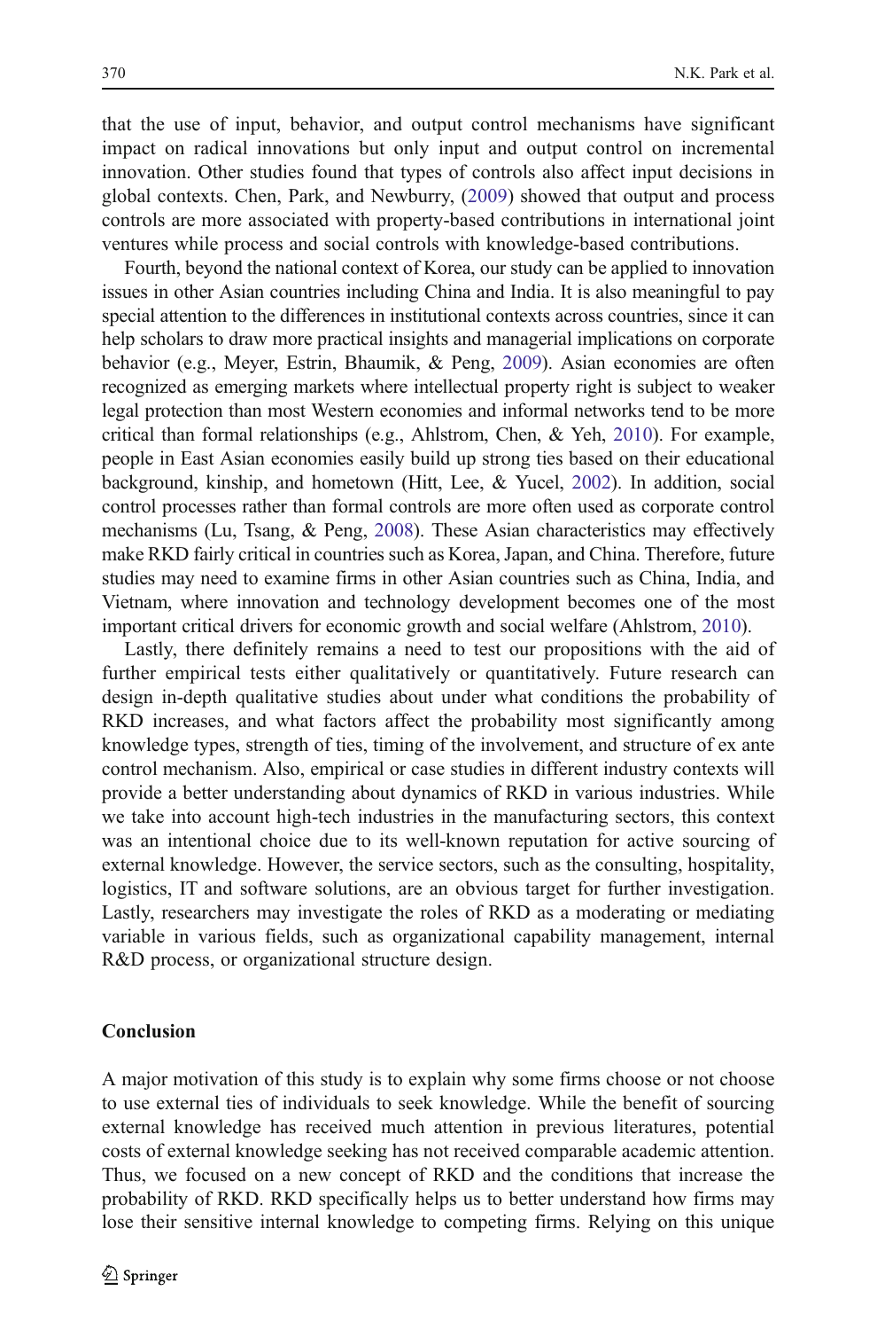that the use of input, behavior, and output control mechanisms have significant impact on radical innovations but only input and output control on incremental innovation. Other studies found that types of controls also affect input decisions in global contexts. Chen, Park, and Newburry, (2009) showed that output and process controls are more associated with property-based contributions in international joint ventures while process and social controls with knowledge-based contributions.

Fourth, beyond the national context of Korea, our study can be applied to innovation issues in other Asian countries including China and India. It is also meaningful to pay special attention to the differences in institutional contexts across countries, since it can help scholars to draw more practical insights and managerial implications on corporate behavior (e.g., Meyer, Estrin, Bhaumik, & Peng, 2009). Asian economies are often recognized as emerging markets where intellectual property right is subject to weaker legal protection than most Western economies and informal networks tend to be more critical than formal relationships (e.g., Ahlstrom, Chen, & Yeh, 2010). For example, people in East Asian economies easily build up strong ties based on their educational background, kinship, and hometown (Hitt, Lee, & Yucel, 2002). In addition, social control processes rather than formal controls are more often used as corporate control mechanisms (Lu, Tsang, & Peng, 2008). These Asian characteristics may effectively make RKD fairly critical in countries such as Korea, Japan, and China. Therefore, future studies may need to examine firms in other Asian countries such as China, India, and Vietnam, where innovation and technology development becomes one of the most important critical drivers for economic growth and social welfare (Ahlstrom, 2010).

Lastly, there definitely remains a need to test our propositions with the aid of further empirical tests either qualitatively or quantitatively. Future research can design in-depth qualitative studies about under what conditions the probability of RKD increases, and what factors affect the probability most significantly among knowledge types, strength of ties, timing of the involvement, and structure of ex ante control mechanism. Also, empirical or case studies in different industry contexts will provide a better understanding about dynamics of RKD in various industries. While we take into account high-tech industries in the manufacturing sectors, this context was an intentional choice due to its well-known reputation for active sourcing of external knowledge. However, the service sectors, such as the consulting, hospitality, logistics, IT and software solutions, are an obvious target for further investigation. Lastly, researchers may investigate the roles of RKD as a moderating or mediating variable in various fields, such as organizational capability management, internal R&D process, or organizational structure design.

## Conclusion

A major motivation of this study is to explain why some firms choose or not choose to use external ties of individuals to seek knowledge. While the benefit of sourcing external knowledge has received much attention in previous literatures, potential costs of external knowledge seeking has not received comparable academic attention. Thus, we focused on a new concept of RKD and the conditions that increase the probability of RKD. RKD specifically helps us to better understand how firms may lose their sensitive internal knowledge to competing firms. Relying on this unique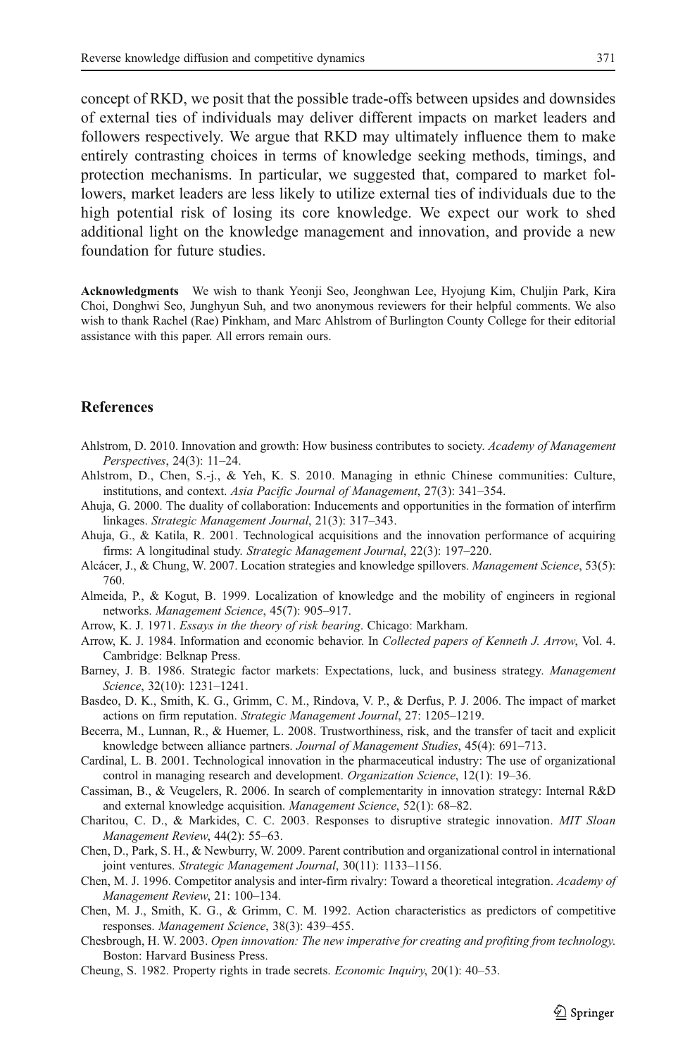concept of RKD, we posit that the possible trade-offs between upsides and downsides of external ties of individuals may deliver different impacts on market leaders and followers respectively. We argue that RKD may ultimately influence them to make entirely contrasting choices in terms of knowledge seeking methods, timings, and protection mechanisms. In particular, we suggested that, compared to market followers, market leaders are less likely to utilize external ties of individuals due to the high potential risk of losing its core knowledge. We expect our work to shed additional light on the knowledge management and innovation, and provide a new foundation for future studies.

**Acknowledgments** We wish to thank Yeonji Seo, Jeonghwan Lee, Hyojung Kim, Chuljin Park, Kira Choi, Donghwi Seo, Junghyun Suh, and two anonymous reviewers for their helpful comments. We also wish to thank Rachel (Rae) Pinkham, and Marc Ahlstrom of Burlington County College for their editorial assistance with this paper. All errors remain ours.

## References

Ahlstrom, D. 2010. Innovation and growth: How business contributes to society. *Academy of Management Perspectives*, 24(3): 11–24.

Ahlstrom, D., Chen, S.-j., & Yeh, K. S. 2010. Managing in ethnic Chinese communities: Culture, institutions, and context. *Asia Pacific Journal of Management*, 27(3): 341–354.

Ahuja, G. 2000. The duality of collaboration: Inducements and opportunities in the formation of interfirm linkages. *Strategic Management Journal*, 21(3): 317–343.

Ahuja, G., & Katila, R. 2001. Technological acquisitions and the innovation performance of acquiring firms: A longitudinal study. *Strategic Management Journal*, 22(3): 197–220.

Alcácer, J., & Chung, W. 2007. Location strategies and knowledge spillovers. *Management Science*, 53(5): 760.

Almeida, P., & Kogut, B. 1999. Localization of knowledge and the mobility of engineers in regional networks. *Management Science*, 45(7): 905–917.

Arrow, K. J. 1971. *Essays in the theory of risk bearing*. Chicago: Markham.

Arrow, K. J. 1984. Information and economic behavior. In *Collected papers of Kenneth J. Arrow*, Vol. 4. Cambridge: Belknap Press.

Barney, J. B. 1986. Strategic factor markets: Expectations, luck, and business strategy. *Management Science*, 32(10): 1231–1241.

Basdeo, D. K., Smith, K. G., Grimm, C. M., Rindova, V. P., & Derfus, P. J. 2006. The impact of market actions on firm reputation. *Strategic Management Journal*, 27: 1205–1219.

Becerra, M., Lunnan, R., & Huemer, L. 2008. Trustworthiness, risk, and the transfer of tacit and explicit knowledge between alliance partners. *Journal of Management Studies*, 45(4): 691–713.

Cardinal, L. B. 2001. Technological innovation in the pharmaceutical industry: The use of organizational control in managing research and development. *Organization Science*, 12(1): 19–36.

Cassiman, B., & Veugelers, R. 2006. In search of complementarity in innovation strategy: Internal R&D and external knowledge acquisition. *Management Science*, 52(1): 68–82.

Charitou, C. D., & Markides, C. C. 2003. Responses to disruptive strategic innovation. *MIT Sloan Management Review*, 44(2): 55–63.

Chen, D., Park, S. H., & Newburry, W. 2009. Parent contribution and organizational control in international joint ventures. *Strategic Management Journal*, 30(11): 1133–1156.

Chen, M. J. 1996. Competitor analysis and inter-firm rivalry: Toward a theoretical integration. *Academy of Management Review*, 21: 100–134.

Chen, M. J., Smith, K. G., & Grimm, C. M. 1992. Action characteristics as predictors of competitive responses. *Management Science*, 38(3): 439–455.

Chesbrough, H. W. 2003. *Open innovation: The new imperative for creating and profiting from technology.* Boston: Harvard Business Press.

Cheung, S. 1982. Property rights in trade secrets. *Economic Inquiry*, 20(1): 40–53.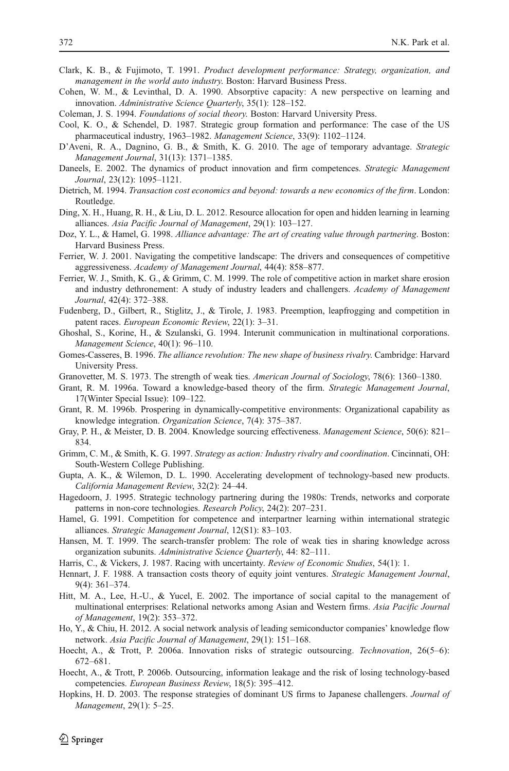Clark, K. B., & Fujimoto, T. 1991. *Product development performance: Strategy, organization, and management in the world auto industry*. Boston: Harvard Business Press.

Cohen, W. M., & Levinthal, D. A. 1990. Absorptive capacity: A new perspective on learning and innovation. *Administrative Science Quarterly*, 35(1): 128–152.

Coleman, J. S. 1994. *Foundations of social theory*. Boston: Harvard University Press.

Cool, K. O., & Schendel, D. 1987. Strategic group formation and performance: The case of the US pharmaceutical industry, 1963–1982. *Management Science*, 33(9): 1102–1124.

D'Aveni, R. A., Dagnino, G. B., & Smith, K. G. 2010. The age of temporary advantage. *Strategic Management Journal*, 31(13): 1371–1385.

Daneels, E. 2002. The dynamics of product innovation and firm competences. *Strategic Management Journal*, 23(12): 1095–1121.

Dietrich, M. 1994. *Transaction cost economics and beyond: towards a new economics of the firm*. London: Routledge.

Ding, X. H., Huang, R. H., & Liu, D. L. 2012. Resource allocation for open and hidden learning in learning alliances. *Asia Pacific Journal of Management*, 29(1): 103–127.

Doz, Y. L., & Hamel, G. 1998. *Alliance advantage: The art of creating value through partnering*. Boston: Harvard Business Press.

Ferrier, W. J. 2001. Navigating the competitive landscape: The drivers and consequences of competitive aggressiveness. *Academy of Management Journal*, 44(4): 858–877.

Ferrier, W. J., Smith, K. G., & Grimm, C. M. 1999. The role of competitive action in market share erosion and industry dethronement: A study of industry leaders and challengers. *Academy of Management Journal*, 42(4): 372–388.

Fudenberg, D., Gilbert, R., Stiglitz, J., & Tirole, J. 1983. Preemption, leapfrogging and competition in patent races. *European Economic Review*, 22(1): 3–31.

Ghoshal, S., Korine, H., & Szulanski, G. 1994. Interunit communication in multinational corporations. *Management Science*, 40(1): 96–110.

Gomes-Casseres, B. 1996. *The alliance revolution: The new shape of business rivalry*. Cambridge: Harvard University Press.

Granovetter, M. S. 1973. The strength of weak ties. *American Journal of Sociology*, 78(6): 1360–1380.

Grant, R. M. 1996a. Toward a knowledge-based theory of the firm. *Strategic Management Journal*, 17(Winter Special Issue): 109–122.

Grant, R. M. 1996b. Prospering in dynamically-competitive environments: Organizational capability as knowledge integration. *Organization Science*, 7(4): 375–387.

Gray, P. H., & Meister, D. B. 2004. Knowledge sourcing effectiveness. *Management Science*, 50(6): 821–834.

Grimm, C. M., & Smith, K. G. 1997. *Strategy as action: Industry rivalry and coordination*. Cincinnati, OH: South-Western College Publishing.

Gupta, A. K., & Wilemon, D. L. 1990. Accelerating development of technology-based new products. *California Management Review*, 32(2): 24–44.

Hagedoorn, J. 1995. Strategic technology partnering during the 1980s: Trends, networks and corporate patterns in non-core technologies. *Research Policy*, 24(2): 207–231.

Hamel, G. 1991. Competition for competence and interpartner learning within international strategic alliances. *Strategic Management Journal*, 12(S1): 83–103.

Hansen, M. T. 1999. The search-transfer problem: The role of weak ties in sharing knowledge across organization subunits. *Administrative Science Quarterly*, 44: 82–111.

Harris, C., & Vickers, J. 1987. Racing with uncertainty. *Review of Economic Studies*, 54(1): 1.

Hennart, J. F. 1988. A transaction costs theory of equity joint ventures. *Strategic Management Journal*, 9(4): 361–374.

Hitt, M. A., Lee, H.-U., & Yucel, E. 2002. The importance of social capital to the management of multinational enterprises: Relational networks among Asian and Western firms. *Asia Pacific Journal of Management*, 19(2): 353–372.

Ho, Y., & Chiu, H. 2012. A social network analysis of leading semiconductor companies' knowledge flow network. *Asia Pacific Journal of Management*, 29(1): 151–168.

Hoecht, A., & Trott, P. 2006a. Innovation risks of strategic outsourcing. *Technovation*, 26(5–6): 672–681.

Hoecht, A., & Trott, P. 2006b. Outsourcing, information leakage and the risk of losing technology-based competencies. *European Business Review*, 18(5): 395–412.

Hopkins, H. D. 2003. The response strategies of dominant US firms to Japanese challengers. *Journal of Management*, 29(1): 5–25.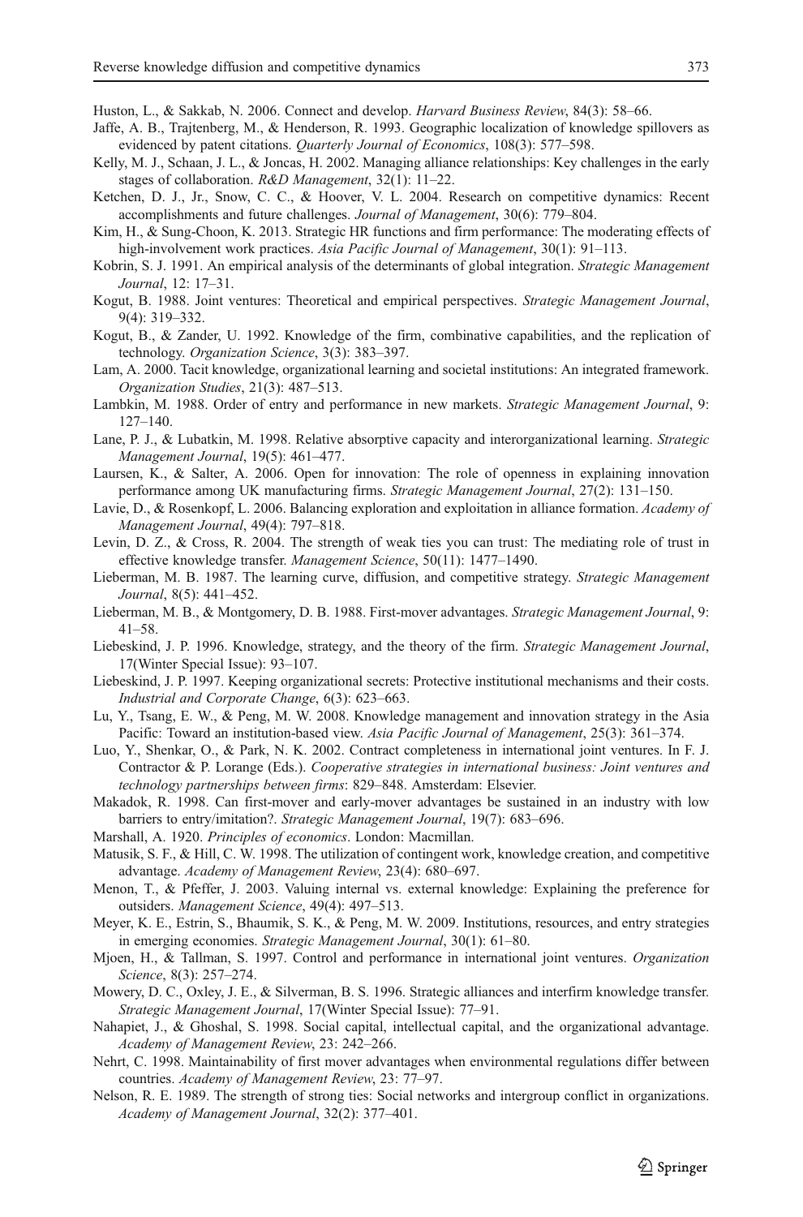Huston, L., & Sakkab, N. 2006. Connect and develop. *Harvard Business Review*, 84(3): 58–66.

Jaffe, A. B., Trajtenberg, M., & Henderson, R. 1993. Geographic localization of knowledge spillovers as evidenced by patent citations. *Quarterly Journal of Economics*, 108(3): 577–598.

Kelly, M. J., Schaan, J. L., & Joncas, H. 2002. Managing alliance relationships: Key challenges in the early stages of collaboration. *R&D Management*, 32(1): 11–22.

Ketchen, D. J., Jr., Snow, C. C., & Hoover, V. L. 2004. Research on competitive dynamics: Recent accomplishments and future challenges. *Journal of Management*, 30(6): 779–804.

Kim, H., & Sung-Choon, K. 2013. Strategic HR functions and firm performance: The moderating effects of high-involvement work practices. *Asia Pacific Journal of Management*, 30(1): 91–113.

Kobrin, S. J. 1991. An empirical analysis of the determinants of global integration. *Strategic Management Journal*, 12: 17–31.

Kogut, B. 1988. Joint ventures: Theoretical and empirical perspectives. *Strategic Management Journal*, 9(4): 319–332.

Kogut, B., & Zander, U. 1992. Knowledge of the firm, combinative capabilities, and the replication of technology. *Organization Science*, 3(3): 383–397.

Lam, A. 2000. Tacit knowledge, organizational learning and societal institutions: An integrated framework. *Organization Studies*, 21(3): 487–513.

Lambkin, M. 1988. Order of entry and performance in new markets. *Strategic Management Journal*, 9: 127–140.

Lane, P. J., & Lubatkin, M. 1998. Relative absorptive capacity and interorganizational learning. *Strategic Management Journal*, 19(5): 461–477.

Laursen, K., & Salter, A. 2006. Open for innovation: The role of openness in explaining innovation performance among UK manufacturing firms. *Strategic Management Journal*, 27(2): 131–150.

Lavie, D., & Rosenkopf, L. 2006. Balancing exploration and exploitation in alliance formation. *Academy of Management Journal*, 49(4): 797–818.

Levin, D. Z., & Cross, R. 2004. The strength of weak ties you can trust: The mediating role of trust in effective knowledge transfer. *Management Science*, 50(11): 1477–1490.

Lieberman, M. B. 1987. The learning curve, diffusion, and competitive strategy. *Strategic Management Journal*, 8(5): 441–452.

Lieberman, M. B., & Montgomery, D. B. 1988. First-mover advantages. *Strategic Management Journal*, 9: 41–58.

Liebeskind, J. P. 1996. Knowledge, strategy, and the theory of the firm. *Strategic Management Journal*, 17(Winter Special Issue): 93–107.

Liebeskind, J. P. 1997. Keeping organizational secrets: Protective institutional mechanisms and their costs. *Industrial and Corporate Change*, 6(3): 623–663.

Lu, Y., Tsang, E. W., & Peng, M. W. 2008. Knowledge management and innovation strategy in the Asia Pacific: Toward an institution-based view. *Asia Pacific Journal of Management*, 25(3): 361–374.

Luo, Y., Shenkar, O., & Park, N. K. 2002. Contract completeness in international joint ventures. In F. J. Contractor & P. Lorange (Eds.). *Cooperative strategies in international business: Joint ventures and technology partnerships between firms*: 829–848. Amsterdam: Elsevier.

Makadok, R. 1998. Can first-mover and early-mover advantages be sustained in an industry with low barriers to entry/imitation?. *Strategic Management Journal*, 19(7): 683–696.

Marshall, A. 1920. *Principles of economics*. London: Macmillan.

Matusik, S. F., & Hill, C. W. 1998. The utilization of contingent work, knowledge creation, and competitive advantage. *Academy of Management Review*, 23(4): 680–697.

Menon, T., & Pfeffer, J. 2003. Valuing internal vs. external knowledge: Explaining the preference for outsiders. *Management Science*, 49(4): 497–513.

Meyer, K. E., Estrin, S., Bhaumik, S. K., & Peng, M. W. 2009. Institutions, resources, and entry strategies in emerging economies. *Strategic Management Journal*, 30(1): 61–80.

Mjoen, H., & Tallman, S. 1997. Control and performance in international joint ventures. *Organization Science*, 8(3): 257–274.

Mowery, D. C., Oxley, J. E., & Silverman, B. S. 1996. Strategic alliances and interfirm knowledge transfer. *Strategic Management Journal*, 17(Winter Special Issue): 77–91.

Nahapiet, J., & Ghoshal, S. 1998. Social capital, intellectual capital, and the organizational advantage. *Academy of Management Review*, 23: 242–266.

Nehrt, C. 1998. Maintainability of first mover advantages when environmental regulations differ between countries. *Academy of Management Review*, 23: 77–97.

Nelson, R. E. 1989. The strength of strong ties: Social networks and intergroup conflict in organizations. *Academy of Management Journal*, 32(2): 377–401.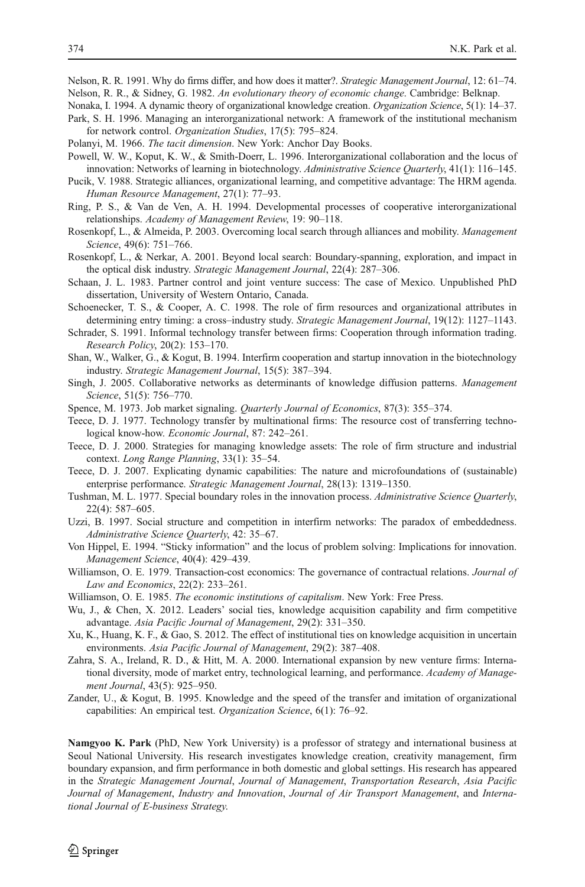Nelson, R. R. 1991. Why do firms differ, and how does it matter?. *Strategic Management Journal*, 12: 61–74.

Nelson, R. R., & Sidney, G. 1982. *An evolutionary theory of economic change*. Cambridge: Belknap.

Nonaka, I. 1994. A dynamic theory of organizational knowledge creation. *Organization Science*, 5(1): 14–37.

Park, S. H. 1996. Managing an interorganizational network: A framework of the institutional mechanism for network control. *Organization Studies*, 17(5): 795–824.

Polanyi, M. 1966. *The tacit dimension*. New York: Anchor Day Books.

Powell, W. W., Koput, K. W., & Smith-Doerr, L. 1996. Interorganizational collaboration and the locus of innovation: Networks of learning in biotechnology. *Administrative Science Quarterly*, 41(1): 116–145.

Pucik, V. 1988. Strategic alliances, organizational learning, and competitive advantage: The HRM agenda. *Human Resource Management*, 27(1): 77–93.

Ring, P. S., & Van de Ven, A. H. 1994. Developmental processes of cooperative interorganizational relationships. *Academy of Management Review*, 19: 90–118.

Rosenkopf, L., & Almeida, P. 2003. Overcoming local search through alliances and mobility. *Management Science*, 49(6): 751–766.

Rosenkopf, L., & Nerkar, A. 2001. Beyond local search: Boundary-spanning, exploration, and impact in the optical disk industry. *Strategic Management Journal*, 22(4): 287–306.

Schaan, J. L. 1983. Partner control and joint venture success: The case of Mexico. Unpublished PhD dissertation, University of Western Ontario, Canada.

Schoenecker, T. S., & Cooper, A. C. 1998. The role of firm resources and organizational attributes in determining entry timing: a cross–industry study. *Strategic Management Journal*, 19(12): 1127–1143.

Schrader, S. 1991. Informal technology transfer between firms: Cooperation through information trading. *Research Policy*, 20(2): 153–170.

Shan, W., Walker, G., & Kogut, B. 1994. Interfirm cooperation and startup innovation in the biotechnology industry. *Strategic Management Journal*, 15(5): 387–394.

Singh, J. 2005. Collaborative networks as determinants of knowledge diffusion patterns. *Management Science*, 51(5): 756–770.

Spence, M. 1973. Job market signaling. *Quarterly Journal of Economics*, 87(3): 355–374.

Teece, D. J. 1977. Technology transfer by multinational firms: The resource cost of transferring technological know-how. *Economic Journal*, 87: 242–261.

Teece, D. J. 2000. Strategies for managing knowledge assets: The role of firm structure and industrial context. *Long Range Planning*, 33(1): 35–54.

Teece, D. J. 2007. Explicating dynamic capabilities: The nature and microfoundations of (sustainable) enterprise performance. *Strategic Management Journal*, 28(13): 1319–1350.

Tushman, M. L. 1977. Special boundary roles in the innovation process. *Administrative Science Quarterly*, 22(4): 587–605.

Uzzi, B. 1997. Social structure and competition in interfirm networks: The paradox of embeddedness. *Administrative Science Quarterly*, 42: 35–67.

Von Hippel, E. 1994. "Sticky information" and the locus of problem solving: Implications for innovation. *Management Science*, 40(4): 429–439.

Williamson, O. E. 1979. Transaction-cost economics: The governance of contractual relations. *Journal of Law and Economics*, 22(2): 233–261.

Williamson, O. E. 1985. *The economic institutions of capitalism*. New York: Free Press.

Wu, J., & Chen, X. 2012. Leaders' social ties, knowledge acquisition capability and firm competitive advantage. *Asia Pacific Journal of Management*, 29(2): 331–350.

Xu, K., Huang, K. F., & Gao, S. 2012. The effect of institutional ties on knowledge acquisition in uncertain environments. *Asia Pacific Journal of Management*, 29(2): 387–408.

Zahra, S. A., Ireland, R. D., & Hitt, M. A. 2000. International expansion by new venture firms: International diversity, mode of market entry, technological learning, and performance. *Academy of Management Journal*, 43(5): 925–950.

Zander, U., & Kogut, B. 1995. Knowledge and the speed of the transfer and imitation of organizational capabilities: An empirical test. *Organization Science*, 6(1): 76–92.

**Namgyoo K. Park** (PhD, New York University) is a professor of strategy and international business at Seoul National University. His research investigates knowledge creation, creativity management, firm boundary expansion, and firm performance in both domestic and global settings. His research has appeared in the *Strategic Management Journal*, *Journal of Management*, *Transportation Research*, *Asia Pacific Journal of Management*, *Industry and Innovation*, *Journal of Air Transport Management*, and *International Journal of E-business Strategy*.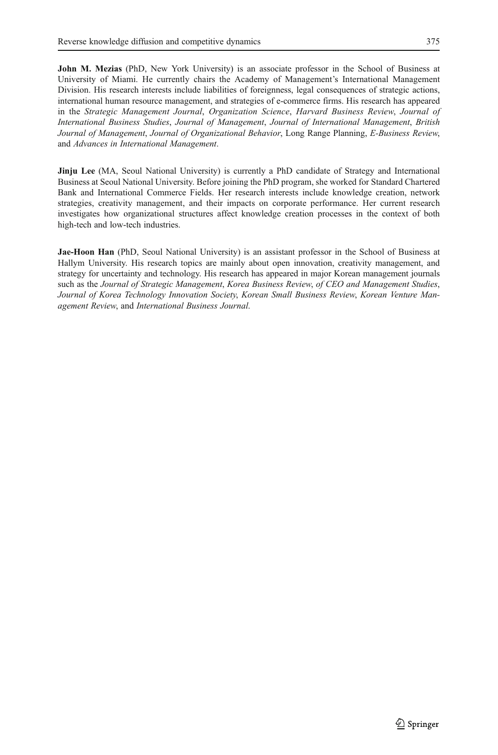**John M. Mezias** (PhD, New York University) is an associate professor in the School of Business at University of Miami. He currently chairs the Academy of Management's International Management Division. His research interests include liabilities of foreignness, legal consequences of strategic actions, international human resource management, and strategies of e-commerce firms. His research has appeared in the *Strategic Management Journal*, *Organization Science*, *Harvard Business Review*, *Journal of International Business Studies*, *Journal of Management*, *Journal of International Management*, *British Journal of Management*, *Journal of Organizational Behavior*, Long Range Planning, *E-Business Review*, and *Advances in International Management*.

**Jinju Lee** (MA, Seoul National University) is currently a PhD candidate of Strategy and International Business at Seoul National University. Before joining the PhD program, she worked for Standard Chartered Bank and International Commerce Fields. Her research interests include knowledge creation, network strategies, creativity management, and their impacts on corporate performance. Her current research investigates how organizational structures affect knowledge creation processes in the context of both high-tech and low-tech industries.

**Jae-Hoon Han** (PhD, Seoul National University) is an assistant professor in the School of Business at Hallym University. His research topics are mainly about open innovation, creativity management, and strategy for uncertainty and technology. His research has appeared in major Korean management journals such as the *Journal of Strategic Management*, *Korea Business Review*, *of CEO and Management Studies*, *Journal of Korea Technology Innovation Society*, *Korean Small Business Review*, *Korean Venture Management Review*, and *International Business Journal*.